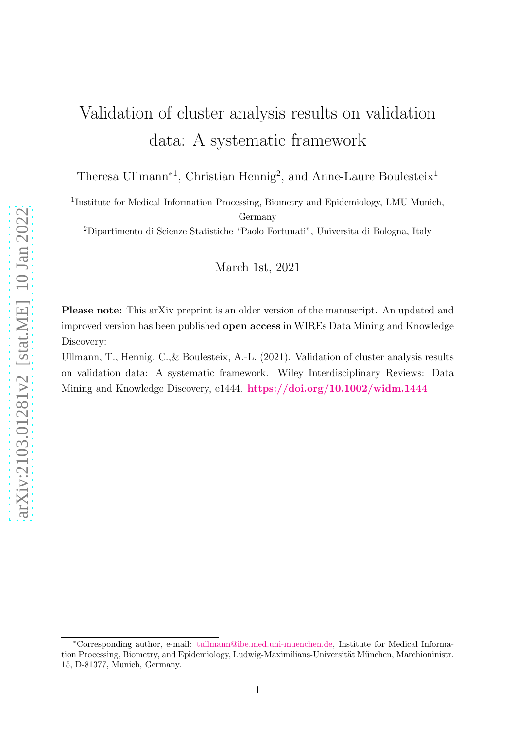# Validation of cluster analysis results on validation data: A systematic framework

Theresa Ullmann*[1], Christian Hennig[2], and Anne-Laure Boulesteix[1]

[1]Institute for Medical Information Processing, Biometry and Epidemiology, LMU Munich, Germany

[2]Dipartimento di Scienze Statistiche "Paolo Fortunati", Universita di Bologna, Italy

March 1st, 2021

**Please note:** This arXiv preprint is an older version of the manuscript. An updated and improved version has been published **open access** in WIREs Data Mining and Knowledge Discovery:

Ullmann, T., Hennig, C.,& Boulesteix, A.-L. (2021). Validation of cluster analysis results on validation data: A systematic framework. Wiley Interdisciplinary Reviews: Data Mining and Knowledge Discovery, e1444. **https://doi.org/10.1002/widm.1444**

*Corresponding author, e-mail: tullmann@ibe.med.uni-muenchen.de, Institute for Medical Information Processing, Biometry, and Epidemiology, Ludwig-Maximilians-Universität München, Marchioninistr. 15, D-81377, Munich, Germany.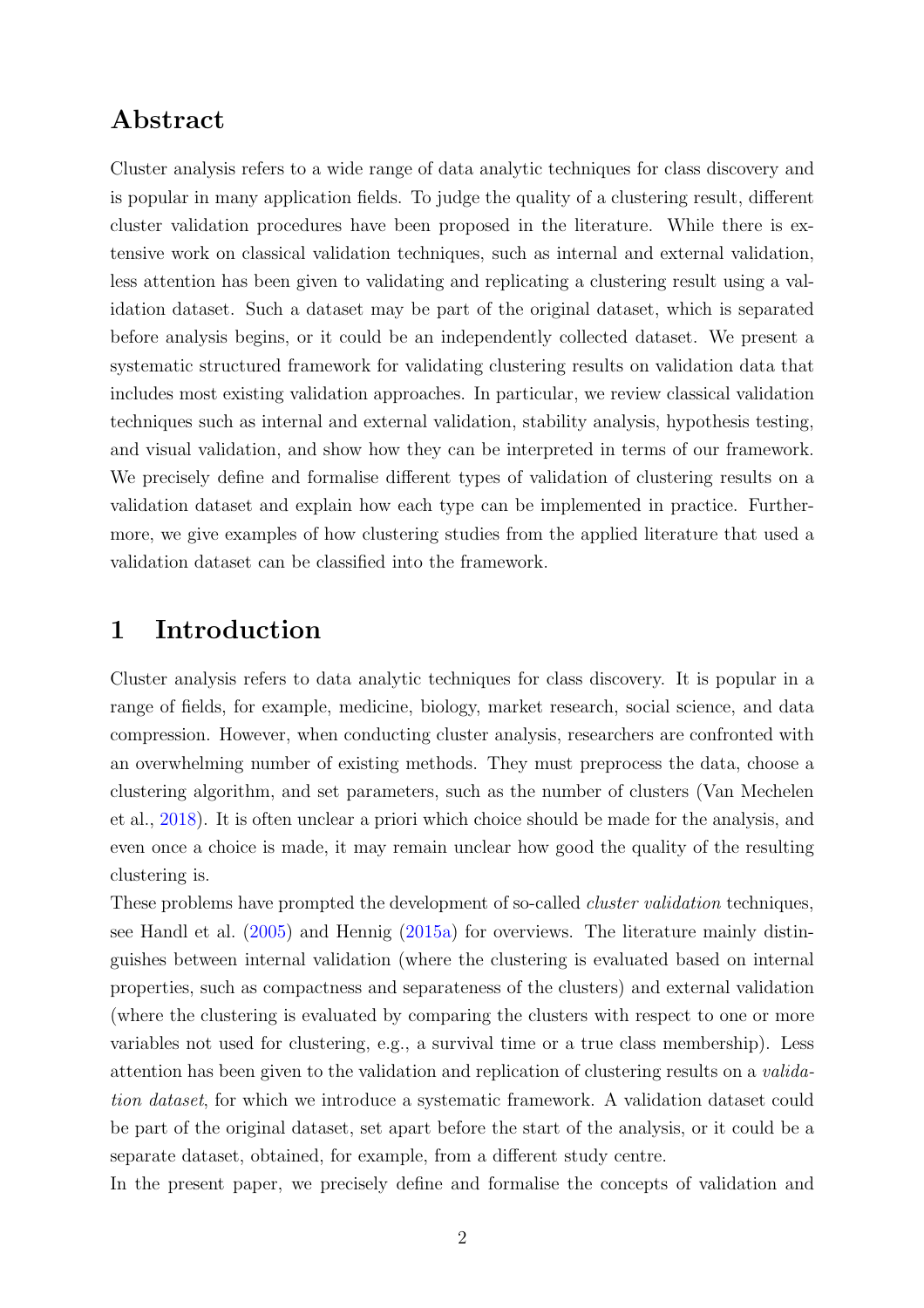## Abstract

Cluster analysis refers to a wide range of data analytic techniques for class discovery and is popular in many application fields. To judge the quality of a clustering result, different cluster validation procedures have been proposed in the literature. While there is extensive work on classical validation techniques, such as internal and external validation, less attention has been given to validating and replicating a clustering result using a validation dataset. Such a dataset may be part of the original dataset, which is separated before analysis begins, or it could be an independently collected dataset. We present a systematic structured framework for validating clustering results on validation data that includes most existing validation approaches. In particular, we review classical validation techniques such as internal and external validation, stability analysis, hypothesis testing, and visual validation, and show how they can be interpreted in terms of our framework. We precisely define and formalise different types of validation of clustering results on a validation dataset and explain how each type can be implemented in practice. Furthermore, we give examples of how clustering studies from the applied literature that used a validation dataset can be classified into the framework.

# 1 Introduction

Cluster analysis refers to data analytic techniques for class discovery. It is popular in a range of fields, for example, medicine, biology, market research, social science, and data compression. However, when conducting cluster analysis, researchers are confronted with an overwhelming number of existing methods. They must preprocess the data, choose a clustering algorithm, and set parameters, such as the number of clusters (Van Mechelen et al., 2018). It is often unclear a priori which choice should be made for the analysis, and even once a choice is made, it may remain unclear how good the quality of the resulting clustering is.

These problems have prompted the development of so-called *cluster validation* techniques, see Handl et al. (2005) and Hennig (2015a) for overviews. The literature mainly distinguishes between internal validation (where the clustering is evaluated based on internal properties, such as compactness and separateness of the clusters) and external validation (where the clustering is evaluated by comparing the clusters with respect to one or more variables not used for clustering, e.g., a survival time or a true class membership). Less attention has been given to the validation and replication of clustering results on a *validation dataset*, for which we introduce a systematic framework. A validation dataset could be part of the original dataset, set apart before the start of the analysis, or it could be a separate dataset, obtained, for example, from a different study centre.

In the present paper, we precisely define and formalise the concepts of validation and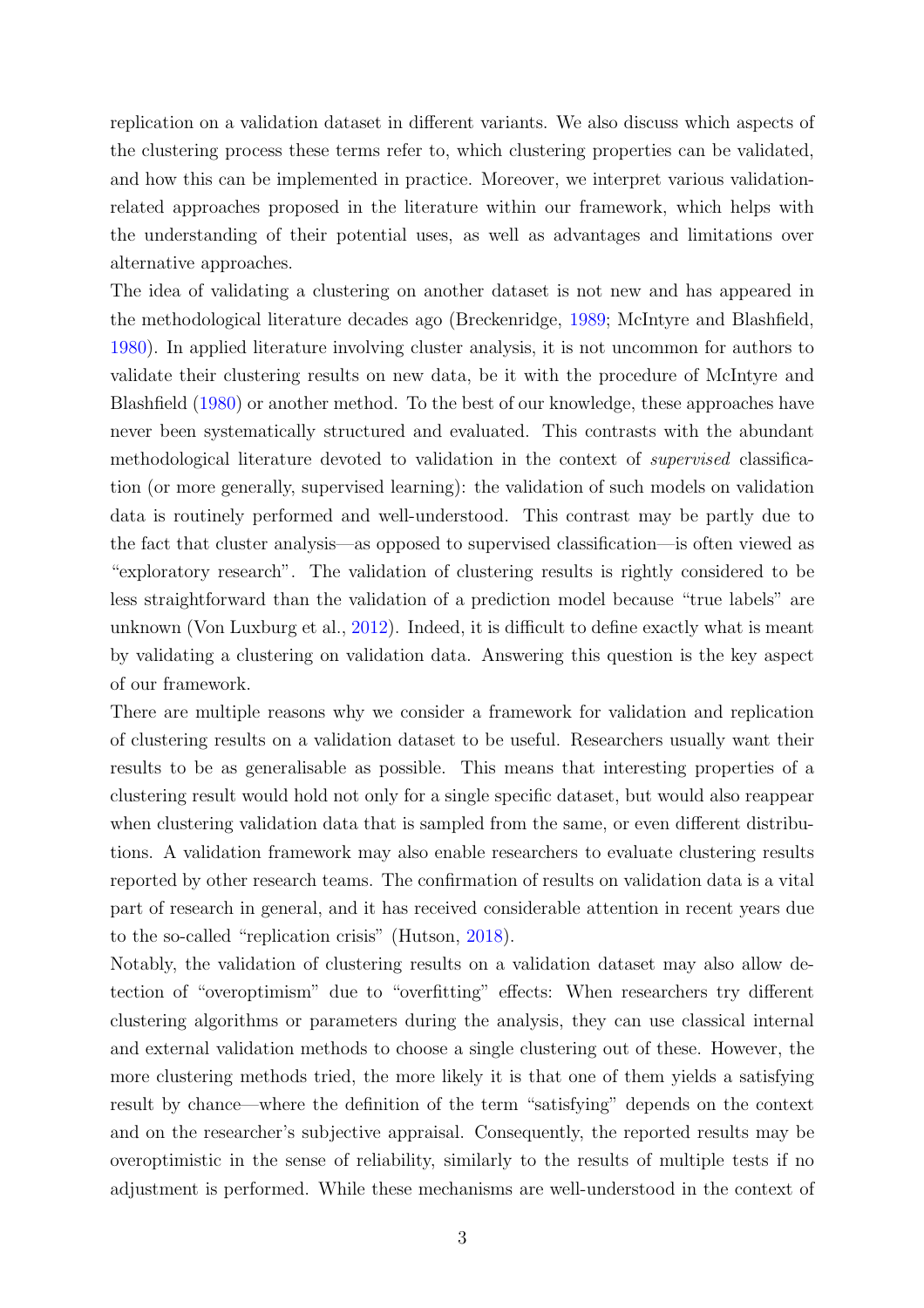replication on a validation dataset in different variants. We also discuss which aspects of the clustering process these terms refer to, which clustering properties can be validated, and how this can be implemented in practice. Moreover, we interpret various validation-related approaches proposed in the literature within our framework, which helps with the understanding of their potential uses, as well as advantages and limitations over alternative approaches.

The idea of validating a clustering on another dataset is not new and has appeared in the methodological literature decades ago (Breckenridge, 1989; McIntyre and Blashfield, 1980). In applied literature involving cluster analysis, it is not uncommon for authors to validate their clustering results on new data, be it with the procedure of McIntyre and Blashfield (1980) or another method. To the best of our knowledge, these approaches have never been systematically structured and evaluated. This contrasts with the abundant methodological literature devoted to validation in the context of *supervised* classification (or more generally, supervised learning): the validation of such models on validation data is routinely performed and well-understood. This contrast may be partly due to the fact that cluster analysis—as opposed to supervised classification—is often viewed as "exploratory research". The validation of clustering results is rightly considered to be less straightforward than the validation of a prediction model because "true labels" are unknown (Von Luxburg et al., 2012). Indeed, it is difficult to define exactly what is meant by validating a clustering on validation data. Answering this question is the key aspect of our framework.

There are multiple reasons why we consider a framework for validation and replication of clustering results on a validation dataset to be useful. Researchers usually want their results to be as generalisable as possible. This means that interesting properties of a clustering result would hold not only for a single specific dataset, but would also reappear when clustering validation data that is sampled from the same, or even different distributions. A validation framework may also enable researchers to evaluate clustering results reported by other research teams. The confirmation of results on validation data is a vital part of research in general, and it has received considerable attention in recent years due to the so-called "replication crisis" (Hutson, 2018).

Notably, the validation of clustering results on a validation dataset may also allow detection of "overoptimism" due to "overfitting" effects: When researchers try different clustering algorithms or parameters during the analysis, they can use classical internal and external validation methods to choose a single clustering out of these. However, the more clustering methods tried, the more likely it is that one of them yields a satisfying result by chance—where the definition of the term "satisfying" depends on the context and on the researcher's subjective appraisal. Consequently, the reported results may be overoptimistic in the sense of reliability, similarly to the results of multiple tests if no adjustment is performed. While these mechanisms are well-understood in the context of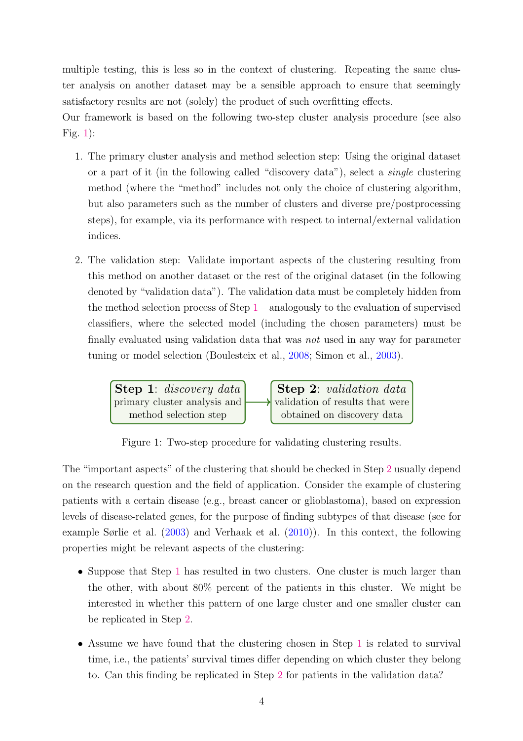multiple testing, this is less so in the context of clustering. Repeating the same cluster analysis on another dataset may be a sensible approach to ensure that seemingly satisfactory results are not (solely) the product of such overfitting effects.

Our framework is based on the following two-step cluster analysis procedure (see also Fig. 1):

1. The primary cluster analysis and method selection step: Using the original dataset or a part of it (in the following called "discovery data"), select a *single* clustering method (where the "method" includes not only the choice of clustering algorithm, but also parameters such as the number of clusters and diverse pre/postprocessing steps), for example, via its performance with respect to internal/external validation indices.

2. The validation step: Validate important aspects of the clustering resulting from this method on another dataset or the rest of the original dataset (in the following denoted by "validation data"). The validation data must be completely hidden from the method selection process of Step 1 – analogously to the evaluation of supervised classifiers, where the selected model (including the chosen parameters) must be finally evaluated using validation data that was *not* used in any way for parameter tuning or model selection (Boulesteix et al., 2008; Simon et al., 2003).

**Step 1**: *discovery data*
primary cluster analysis and method selection step

→

**Step 2**: *validation data*
validation of results that were obtained on discovery data

Figure 1: Two-step procedure for validating clustering results.

The "important aspects" of the clustering that should be checked in Step 2 usually depend on the research question and the field of application. Consider the example of clustering patients with a certain disease (e.g., breast cancer or glioblastoma), based on expression levels of disease-related genes, for the purpose of finding subtypes of that disease (see for example Sørlie et al. (2003) and Verhaak et al. (2010)). In this context, the following properties might be relevant aspects of the clustering:

- Suppose that Step 1 has resulted in two clusters. One cluster is much larger than the other, with about 80% percent of the patients in this cluster. We might be interested in whether this pattern of one large cluster and one smaller cluster can be replicated in Step 2.

- Assume we have found that the clustering chosen in Step 1 is related to survival time, i.e., the patients' survival times differ depending on which cluster they belong to. Can this finding be replicated in Step 2 for patients in the validation data?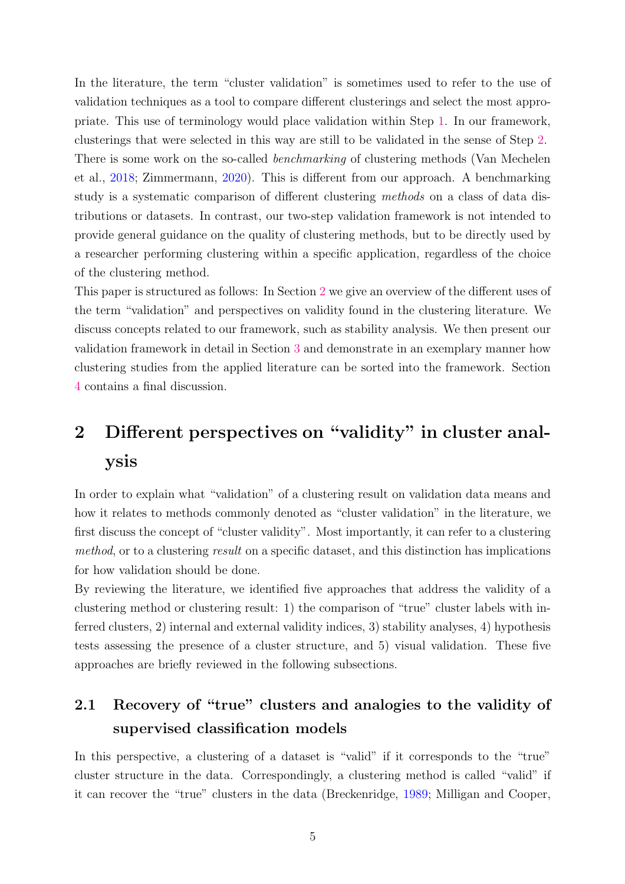In the literature, the term "cluster validation" is sometimes used to refer to the use of validation techniques as a tool to compare different clusterings and select the most appropriate. This use of terminology would place validation within Step 1. In our framework, clusterings that were selected in this way are still to be validated in the sense of Step 2. There is some work on the so-called *benchmarking* of clustering methods (Van Mechelen et al., 2018; Zimmermann, 2020). This is different from our approach. A benchmarking study is a systematic comparison of different clustering *methods* on a class of data distributions or datasets. In contrast, our two-step validation framework is not intended to provide general guidance on the quality of clustering methods, but to be directly used by a researcher performing clustering within a specific application, regardless of the choice of the clustering method.

This paper is structured as follows: In Section 2 we give an overview of the different uses of the term "validation" and perspectives on validity found in the clustering literature. We discuss concepts related to our framework, such as stability analysis. We then present our validation framework in detail in Section 3 and demonstrate in an exemplary manner how clustering studies from the applied literature can be sorted into the framework. Section 4 contains a final discussion.

## 2 Different perspectives on "validity" in cluster analysis

In order to explain what "validation" of a clustering result on validation data means and how it relates to methods commonly denoted as "cluster validation" in the literature, we first discuss the concept of "cluster validity". Most importantly, it can refer to a clustering *method*, or to a clustering *result* on a specific dataset, and this distinction has implications for how validation should be done.

By reviewing the literature, we identified five approaches that address the validity of a clustering method or clustering result: 1) the comparison of "true" cluster labels with inferred clusters, 2) internal and external validity indices, 3) stability analyses, 4) hypothesis tests assessing the presence of a cluster structure, and 5) visual validation. These five approaches are briefly reviewed in the following subsections.

### 2.1 Recovery of "true" clusters and analogies to the validity of supervised classification models

In this perspective, a clustering of a dataset is "valid" if it corresponds to the "true" cluster structure in the data. Correspondingly, a clustering method is called "valid" if it can recover the "true" clusters in the data (Breckenridge, 1989; Milligan and Cooper,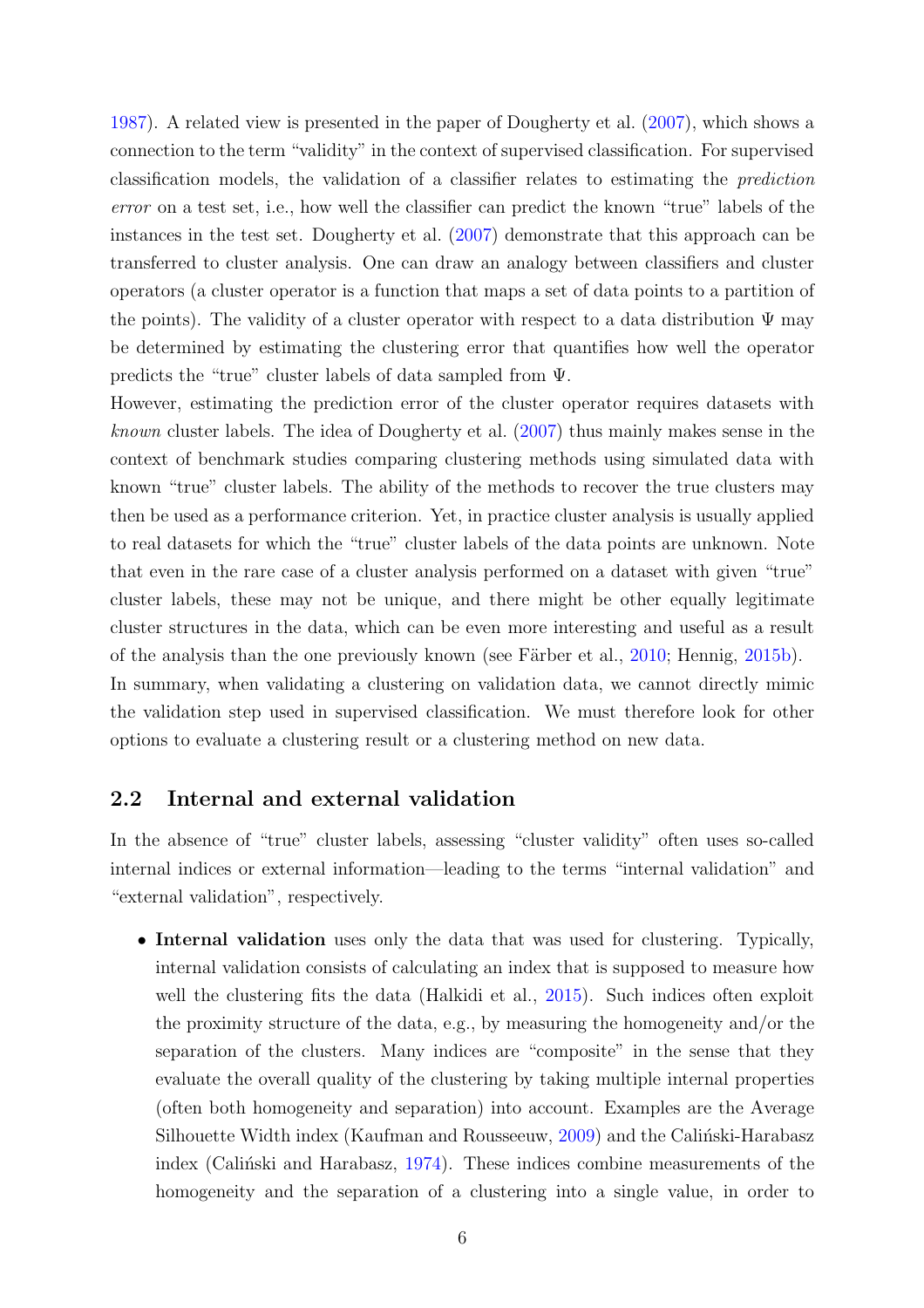1987). A related view is presented in the paper of Dougherty et al. (2007), which shows a connection to the term "validity" in the context of supervised classification. For supervised classification models, the validation of a classifier relates to estimating the *prediction error* on a test set, i.e., how well the classifier can predict the known "true" labels of the instances in the test set. Dougherty et al. (2007) demonstrate that this approach can be transferred to cluster analysis. One can draw an analogy between classifiers and cluster operators (a cluster operator is a function that maps a set of data points to a partition of the points). The validity of a cluster operator with respect to a data distribution $\Psi$ may be determined by estimating the clustering error that quantifies how well the operator predicts the "true" cluster labels of data sampled from $\Psi$.

However, estimating the prediction error of the cluster operator requires datasets with *known* cluster labels. The idea of Dougherty et al. (2007) thus mainly makes sense in the context of benchmark studies comparing clustering methods using simulated data with known "true" cluster labels. The ability of the methods to recover the true clusters may then be used as a performance criterion. Yet, in practice cluster analysis is usually applied to real datasets for which the "true" cluster labels of the data points are unknown. Note that even in the rare case of a cluster analysis performed on a dataset with given "true" cluster labels, these may not be unique, and there might be other equally legitimate cluster structures in the data, which can be even more interesting and useful as a result of the analysis than the one previously known (see Färber et al., 2010; Hennig, 2015b).

In summary, when validating a clustering on validation data, we cannot directly mimic the validation step used in supervised classification. We must therefore look for other options to evaluate a clustering result or a clustering method on new data.

## 2.2 Internal and external validation

In the absence of "true" cluster labels, assessing "cluster validity" often uses so-called internal indices or external information—leading to the terms "internal validation" and "external validation", respectively.

- **Internal validation** uses only the data that was used for clustering. Typically, internal validation consists of calculating an index that is supposed to measure how well the clustering fits the data (Halkidi et al., 2015). Such indices often exploit the proximity structure of the data, e.g., by measuring the homogeneity and/or the separation of the clusters. Many indices are "composite" in the sense that they evaluate the overall quality of the clustering by taking multiple internal properties (often both homogeneity and separation) into account. Examples are the Average Silhouette Width index (Kaufman and Rousseeuw, 2009) and the Caliński-Harabasz index (Caliński and Harabasz, 1974). These indices combine measurements of the homogeneity and the separation of a clustering into a single value, in order to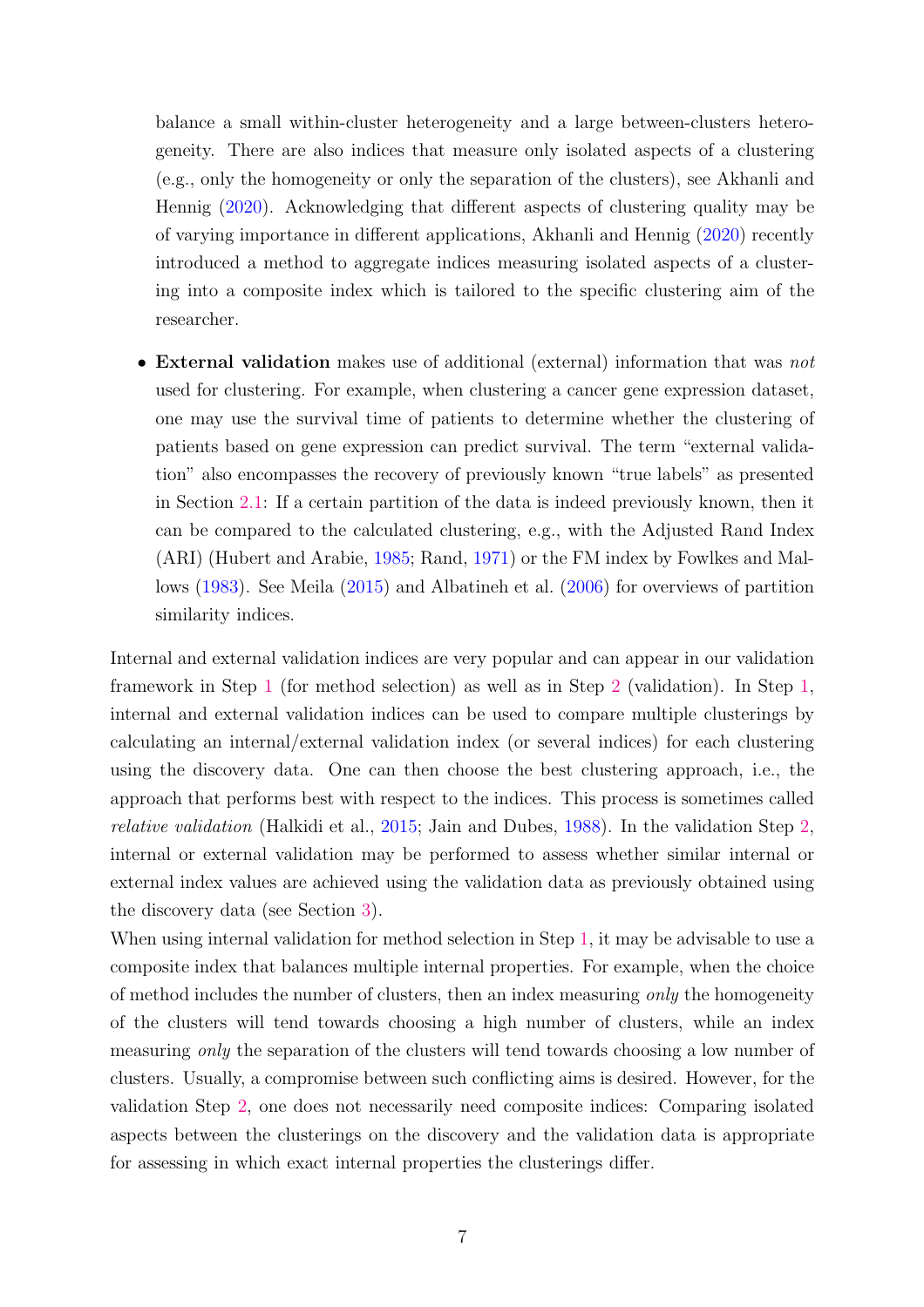balance a small within-cluster heterogeneity and a large between-clusters heterogeneity. There are also indices that measure only isolated aspects of a clustering (e.g., only the homogeneity or only the separation of the clusters), see Akhanli and Hennig (2020). Acknowledging that different aspects of clustering quality may be of varying importance in different applications, Akhanli and Hennig (2020) recently introduced a method to aggregate indices measuring isolated aspects of a clustering into a composite index which is tailored to the specific clustering aim of the researcher.

- **External validation** makes use of additional (external) information that was *not* used for clustering. For example, when clustering a cancer gene expression dataset, one may use the survival time of patients to determine whether the clustering of patients based on gene expression can predict survival. The term "external validation" also encompasses the recovery of previously known "true labels" as presented in Section 2.1: If a certain partition of the data is indeed previously known, then it can be compared to the calculated clustering, e.g., with the Adjusted Rand Index (ARI) (Hubert and Arabie, 1985; Rand, 1971) or the FM index by Fowlkes and Mallows (1983). See Meila (2015) and Albatineh et al. (2006) for overviews of partition similarity indices.

Internal and external validation indices are very popular and can appear in our validation framework in Step 1 (for method selection) as well as in Step 2 (validation). In Step 1, internal and external validation indices can be used to compare multiple clusterings by calculating an internal/external validation index (or several indices) for each clustering using the discovery data. One can then choose the best clustering approach, i.e., the approach that performs best with respect to the indices. This process is sometimes called *relative validation* (Halkidi et al., 2015; Jain and Dubes, 1988). In the validation Step 2, internal or external validation may be performed to assess whether similar internal or external index values are achieved using the validation data as previously obtained using the discovery data (see Section 3).

When using internal validation for method selection in Step 1, it may be advisable to use a composite index that balances multiple internal properties. For example, when the choice of method includes the number of clusters, then an index measuring *only* the homogeneity of the clusters will tend towards choosing a high number of clusters, while an index measuring *only* the separation of the clusters will tend towards choosing a low number of clusters. Usually, a compromise between such conflicting aims is desired. However, for the validation Step 2, one does not necessarily need composite indices: Comparing isolated aspects between the clusterings on the discovery and the validation data is appropriate for assessing in which exact internal properties the clusterings differ.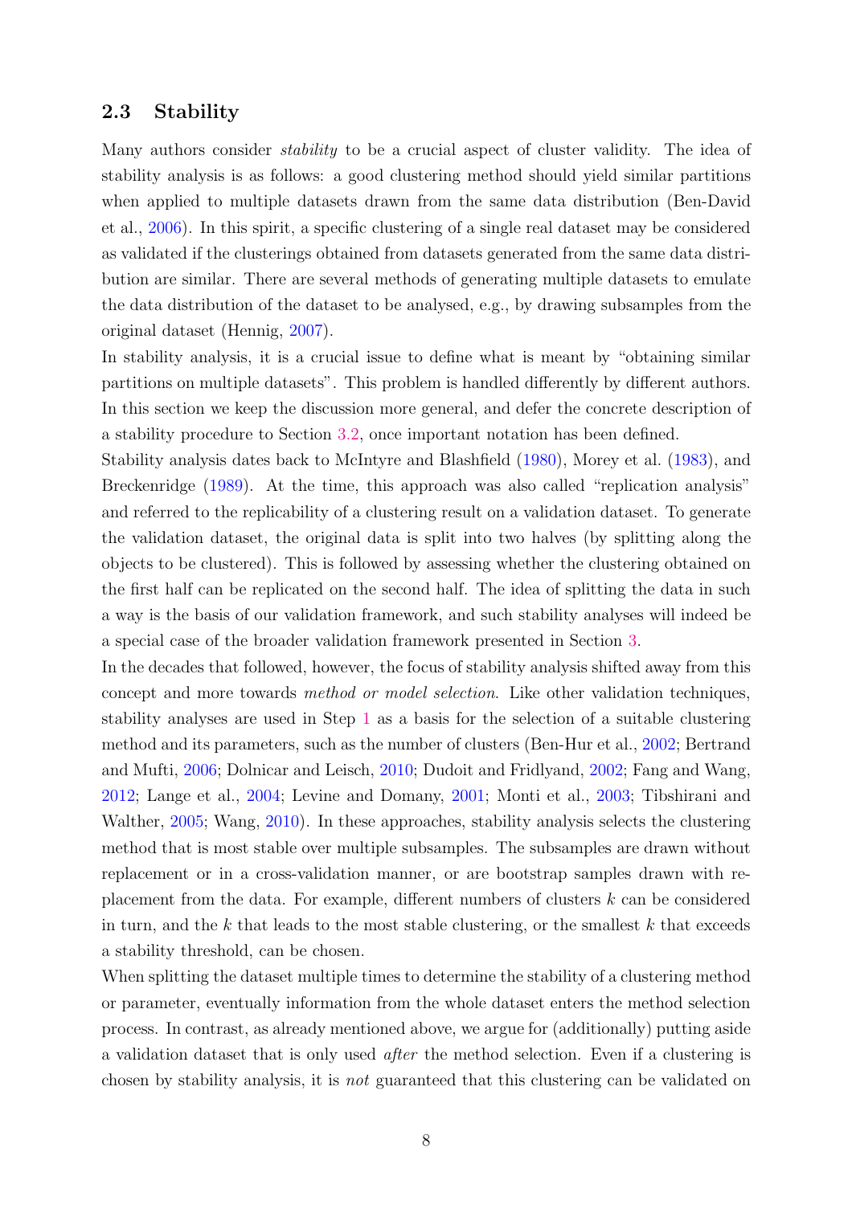## 2.3 Stability

Many authors consider *stability* to be a crucial aspect of cluster validity. The idea of stability analysis is as follows: a good clustering method should yield similar partitions when applied to multiple datasets drawn from the same data distribution (Ben-David et al., 2006). In this spirit, a specific clustering of a single real dataset may be considered as validated if the clusterings obtained from datasets generated from the same data distribution are similar. There are several methods of generating multiple datasets to emulate the data distribution of the dataset to be analysed, e.g., by drawing subsamples from the original dataset (Hennig, 2007).

In stability analysis, it is a crucial issue to define what is meant by "obtaining similar partitions on multiple datasets". This problem is handled differently by different authors. In this section we keep the discussion more general, and defer the concrete description of a stability procedure to Section 3.2, once important notation has been defined.

Stability analysis dates back to McIntyre and Blashfield (1980), Morey et al. (1983), and Breckenridge (1989). At the time, this approach was also called "replication analysis" and referred to the replicability of a clustering result on a validation dataset. To generate the validation dataset, the original data is split into two halves (by splitting along the objects to be clustered). This is followed by assessing whether the clustering obtained on the first half can be replicated on the second half. The idea of splitting the data in such a way is the basis of our validation framework, and such stability analyses will indeed be a special case of the broader validation framework presented in Section 3.

In the decades that followed, however, the focus of stability analysis shifted away from this concept and more towards *method or model selection*. Like other validation techniques, stability analyses are used in Step 1 as a basis for the selection of a suitable clustering method and its parameters, such as the number of clusters (Ben-Hur et al., 2002; Bertrand and Mufti, 2006; Dolnicar and Leisch, 2010; Dudoit and Fridlyand, 2002; Fang and Wang, 2012; Lange et al., 2004; Levine and Domany, 2001; Monti et al., 2003; Tibshirani and Walther, 2005; Wang, 2010). In these approaches, stability analysis selects the clustering method that is most stable over multiple subsamples. The subsamples are drawn without replacement or in a cross-validation manner, or are bootstrap samples drawn with replacement from the data. For example, different numbers of clusters $k$ can be considered in turn, and the $k$ that leads to the most stable clustering, or the smallest $k$ that exceeds a stability threshold, can be chosen.

When splitting the dataset multiple times to determine the stability of a clustering method or parameter, eventually information from the whole dataset enters the method selection process. In contrast, as already mentioned above, we argue for (additionally) putting aside a validation dataset that is only used *after* the method selection. Even if a clustering is chosen by stability analysis, it is *not* guaranteed that this clustering can be validated on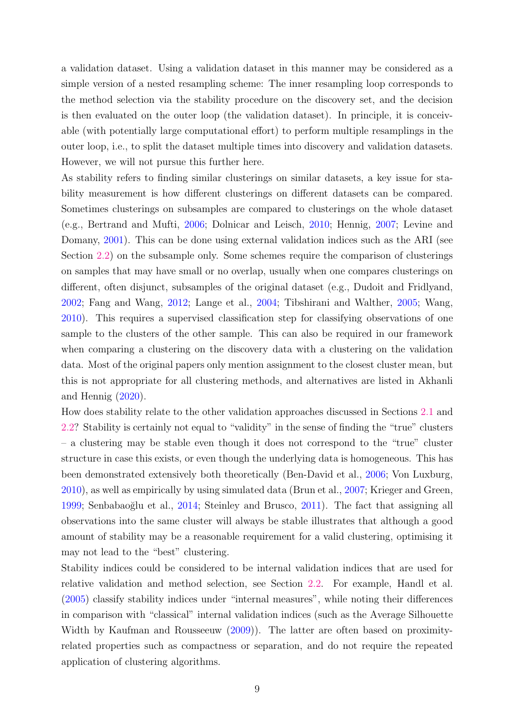a validation dataset. Using a validation dataset in this manner may be considered as a simple version of a nested resampling scheme: The inner resampling loop corresponds to the method selection via the stability procedure on the discovery set, and the decision is then evaluated on the outer loop (the validation dataset). In principle, it is conceivable (with potentially large computational effort) to perform multiple resamplings in the outer loop, i.e., to split the dataset multiple times into discovery and validation datasets. However, we will not pursue this further here.

As stability refers to finding similar clusterings on similar datasets, a key issue for stability measurement is how different clusterings on different datasets can be compared. Sometimes clusterings on subsamples are compared to clusterings on the whole dataset (e.g., Bertrand and Mufti, 2006; Dolnicar and Leisch, 2010; Hennig, 2007; Levine and Domany, 2001). This can be done using external validation indices such as the ARI (see Section 2.2) on the subsample only. Some schemes require the comparison of clusterings on samples that may have small or no overlap, usually when one compares clusterings on different, often disjunct, subsamples of the original dataset (e.g., Dudoit and Fridlyand, 2002; Fang and Wang, 2012; Lange et al., 2004; Tibshirani and Walther, 2005; Wang, 2010). This requires a supervised classification step for classifying observations of one sample to the clusters of the other sample. This can also be required in our framework when comparing a clustering on the discovery data with a clustering on the validation data. Most of the original papers only mention assignment to the closest cluster mean, but this is not appropriate for all clustering methods, and alternatives are listed in Akhanli and Hennig (2020).

How does stability relate to the other validation approaches discussed in Sections 2.1 and 2.2? Stability is certainly not equal to "validity" in the sense of finding the "true" clusters – a clustering may be stable even though it does not correspond to the "true" cluster structure in case this exists, or even though the underlying data is homogeneous. This has been demonstrated extensively both theoretically (Ben-David et al., 2006; Von Luxburg, 2010), as well as empirically by using simulated data (Brun et al., 2007; Krieger and Green, 1999; Senbabaoğlu et al., 2014; Steinley and Brusco, 2011). The fact that assigning all observations into the same cluster will always be stable illustrates that although a good amount of stability may be a reasonable requirement for a valid clustering, optimising it may not lead to the "best" clustering.

Stability indices could be considered to be internal validation indices that are used for relative validation and method selection, see Section 2.2. For example, Handl et al. (2005) classify stability indices under "internal measures", while noting their differences in comparison with "classical" internal validation indices (such as the Average Silhouette Width by Kaufman and Rousseeuw (2009)). The latter are often based on proximity-related properties such as compactness or separation, and do not require the repeated application of clustering algorithms.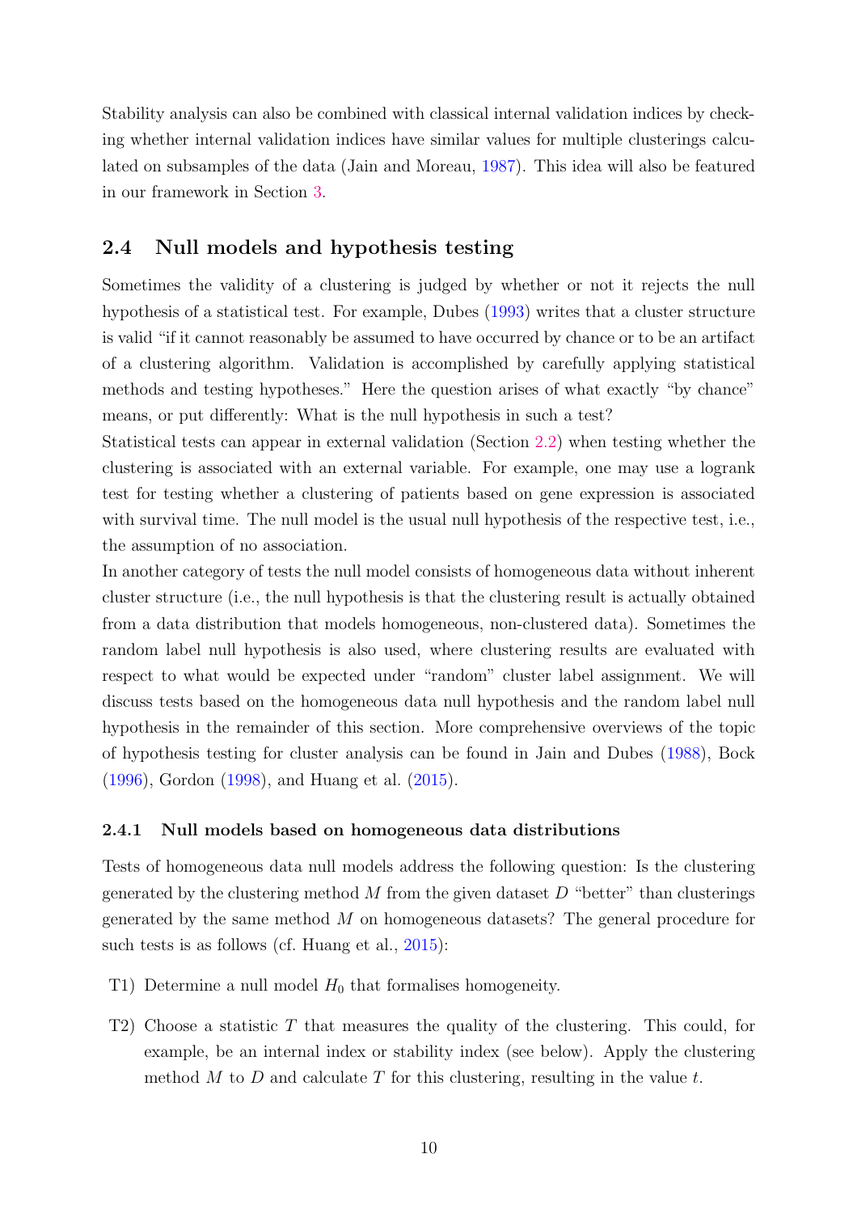Stability analysis can also be combined with classical internal validation indices by checking whether internal validation indices have similar values for multiple clusterings calculated on subsamples of the data (Jain and Moreau, 1987). This idea will also be featured in our framework in Section 3.

## 2.4 Null models and hypothesis testing

Sometimes the validity of a clustering is judged by whether or not it rejects the null hypothesis of a statistical test. For example, Dubes (1993) writes that a cluster structure is valid "if it cannot reasonably be assumed to have occurred by chance or to be an artifact of a clustering algorithm. Validation is accomplished by carefully applying statistical methods and testing hypotheses." Here the question arises of what exactly "by chance" means, or put differently: What is the null hypothesis in such a test?

Statistical tests can appear in external validation (Section 2.2) when testing whether the clustering is associated with an external variable. For example, one may use a logrank test for testing whether a clustering of patients based on gene expression is associated with survival time. The null model is the usual null hypothesis of the respective test, i.e., the assumption of no association.

In another category of tests the null model consists of homogeneous data without inherent cluster structure (i.e., the null hypothesis is that the clustering result is actually obtained from a data distribution that models homogeneous, non-clustered data). Sometimes the random label null hypothesis is also used, where clustering results are evaluated with respect to what would be expected under "random" cluster label assignment. We will discuss tests based on the homogeneous data null hypothesis and the random label null hypothesis in the remainder of this section. More comprehensive overviews of the topic of hypothesis testing for cluster analysis can be found in Jain and Dubes (1988), Bock (1996), Gordon (1998), and Huang et al. (2015).

### 2.4.1 Null models based on homogeneous data distributions

Tests of homogeneous data null models address the following question: Is the clustering generated by the clustering method $M$ from the given dataset $D$ "better" than clusterings generated by the same method $M$ on homogeneous datasets? The general procedure for such tests is as follows (cf. Huang et al., 2015):

- T1) Determine a null model $H_0$ that formalises homogeneity.
- T2) Choose a statistic $T$ that measures the quality of the clustering. This could, for example, be an internal index or stability index (see below). Apply the clustering method $M$ to $D$ and calculate $T$ for this clustering, resulting in the value $t$.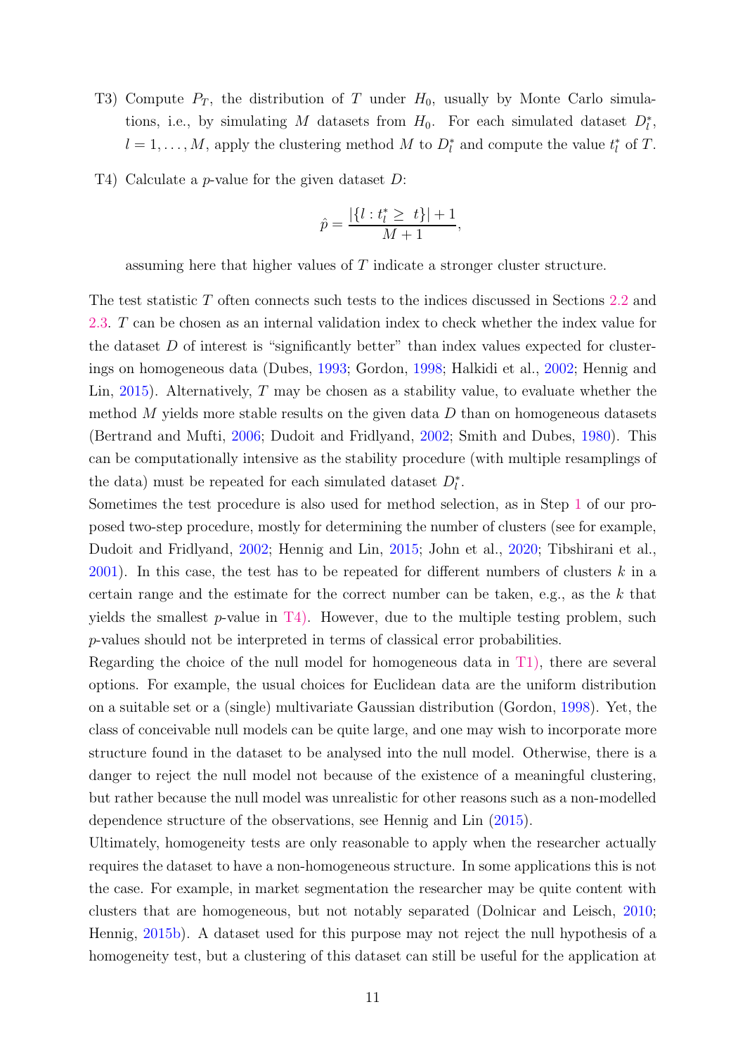T3) Compute $P_T$, the distribution of $T$ under $H_0$, usually by Monte Carlo simulations, i.e., by simulating $M$ datasets from $H_0$. For each simulated dataset $D_l^*$, $l = 1, \ldots, M$, apply the clustering method $M$ to $D_l^*$ and compute the value $t_l^*$ of $T$.

T4) Calculate a $p$-value for the given dataset $D$:

$$\hat{p} = \frac{|\{l : t_l^* \geq t\}| + 1}{M + 1},$$

assuming here that higher values of $T$ indicate a stronger cluster structure.

The test statistic $T$ often connects such tests to the indices discussed in Sections 2.2 and 2.3. $T$ can be chosen as an internal validation index to check whether the index value for the dataset $D$ of interest is "significantly better" than index values expected for clusterings on homogeneous data (Dubes, 1993; Gordon, 1998; Halkidi et al., 2002; Hennig and Lin, 2015). Alternatively, $T$ may be chosen as a stability value, to evaluate whether the method $M$ yields more stable results on the given data $D$ than on homogeneous datasets (Bertrand and Mufti, 2006; Dudoit and Fridlyand, 2002; Smith and Dubes, 1980). This can be computationally intensive as the stability procedure (with multiple resamplings of the data) must be repeated for each simulated dataset $D_l^*$.

Sometimes the test procedure is also used for method selection, as in Step 1 of our proposed two-step procedure, mostly for determining the number of clusters (see for example, Dudoit and Fridlyand, 2002; Hennig and Lin, 2015; John et al., 2020; Tibshirani et al., 2001). In this case, the test has to be repeated for different numbers of clusters $k$ in a certain range and the estimate for the correct number can be taken, e.g., as the $k$ that yields the smallest $p$-value in T4). However, due to the multiple testing problem, such $p$-values should not be interpreted in terms of classical error probabilities.

Regarding the choice of the null model for homogeneous data in T1), there are several options. For example, the usual choices for Euclidean data are the uniform distribution on a suitable set or a (single) multivariate Gaussian distribution (Gordon, 1998). Yet, the class of conceivable null models can be quite large, and one may wish to incorporate more structure found in the dataset to be analysed into the null model. Otherwise, there is a danger to reject the null model not because of the existence of a meaningful clustering, but rather because the null model was unrealistic for other reasons such as a non-modelled dependence structure of the observations, see Hennig and Lin (2015).

Ultimately, homogeneity tests are only reasonable to apply when the researcher actually requires the dataset to have a non-homogeneous structure. In some applications this is not the case. For example, in market segmentation the researcher may be quite content with clusters that are homogeneous, but not notably separated (Dolnicar and Leisch, 2010; Hennig, 2015b). A dataset used for this purpose may not reject the null hypothesis of a homogeneity test, but a clustering of this dataset can still be useful for the application at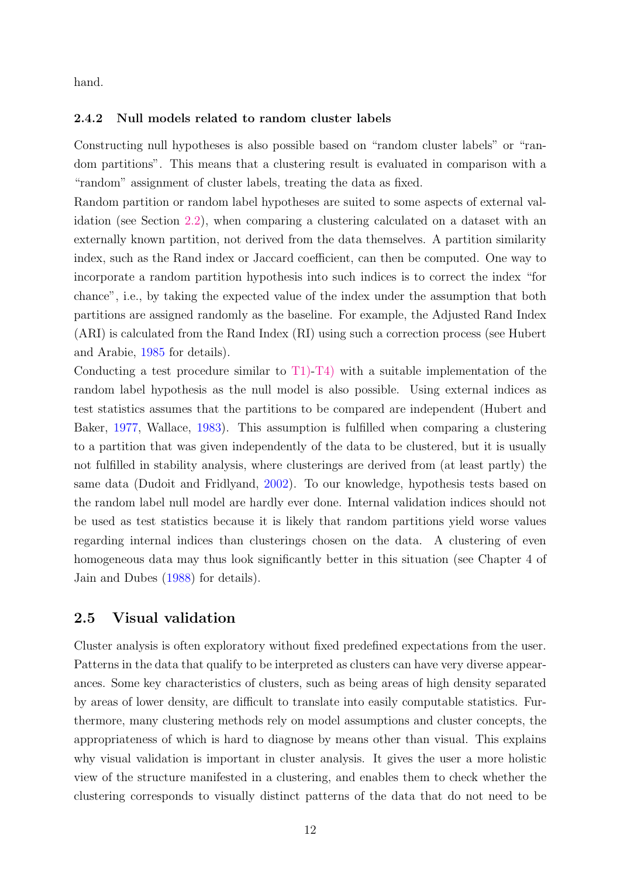hand.

### 2.4.2 Null models related to random cluster labels

Constructing null hypotheses is also possible based on "random cluster labels" or "random partitions". This means that a clustering result is evaluated in comparison with a "random" assignment of cluster labels, treating the data as fixed.

Random partition or random label hypotheses are suited to some aspects of external validation (see Section 2.2), when comparing a clustering calculated on a dataset with an externally known partition, not derived from the data themselves. A partition similarity index, such as the Rand index or Jaccard coefficient, can then be computed. One way to incorporate a random partition hypothesis into such indices is to correct the index "for chance", i.e., by taking the expected value of the index under the assumption that both partitions are assigned randomly as the baseline. For example, the Adjusted Rand Index (ARI) is calculated from the Rand Index (RI) using such a correction process (see Hubert and Arabie, 1985 for details).

Conducting a test procedure similar to T1)-T4) with a suitable implementation of the random label hypothesis as the null model is also possible. Using external indices as test statistics assumes that the partitions to be compared are independent (Hubert and Baker, 1977, Wallace, 1983). This assumption is fulfilled when comparing a clustering to a partition that was given independently of the data to be clustered, but it is usually not fulfilled in stability analysis, where clusterings are derived from (at least partly) the same data (Dudoit and Fridlyand, 2002). To our knowledge, hypothesis tests based on the random label null model are hardly ever done. Internal validation indices should not be used as test statistics because it is likely that random partitions yield worse values regarding internal indices than clusterings chosen on the data. A clustering of even homogeneous data may thus look significantly better in this situation (see Chapter 4 of Jain and Dubes (1988) for details).

## 2.5 Visual validation

Cluster analysis is often exploratory without fixed predefined expectations from the user. Patterns in the data that qualify to be interpreted as clusters can have very diverse appearances. Some key characteristics of clusters, such as being areas of high density separated by areas of lower density, are difficult to translate into easily computable statistics. Furthermore, many clustering methods rely on model assumptions and cluster concepts, the appropriateness of which is hard to diagnose by means other than visual. This explains why visual validation is important in cluster analysis. It gives the user a more holistic view of the structure manifested in a clustering, and enables them to check whether the clustering corresponds to visually distinct patterns of the data that do not need to be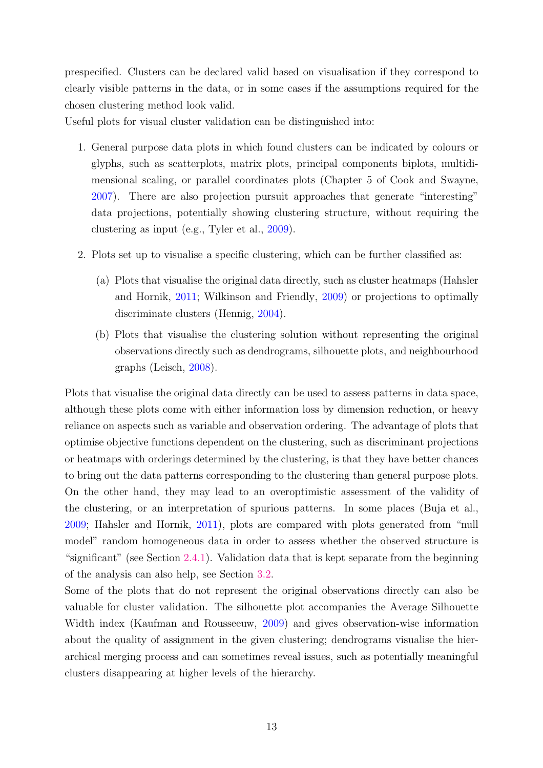prespecified. Clusters can be declared valid based on visualisation if they correspond to clearly visible patterns in the data, or in some cases if the assumptions required for the chosen clustering method look valid.

Useful plots for visual cluster validation can be distinguished into:

1. General purpose data plots in which found clusters can be indicated by colours or glyphs, such as scatterplots, matrix plots, principal components biplots, multidimensional scaling, or parallel coordinates plots (Chapter 5 of Cook and Swayne, 2007). There are also projection pursuit approaches that generate "interesting" data projections, potentially showing clustering structure, without requiring the clustering as input (e.g., Tyler et al., 2009).

2. Plots set up to visualise a specific clustering, which can be further classified as:

   (a) Plots that visualise the original data directly, such as cluster heatmaps (Hahsler and Hornik, 2011; Wilkinson and Friendly, 2009) or projections to optimally discriminate clusters (Hennig, 2004).

   (b) Plots that visualise the clustering solution without representing the original observations directly such as dendrograms, silhouette plots, and neighbourhood graphs (Leisch, 2008).

Plots that visualise the original data directly can be used to assess patterns in data space, although these plots come with either information loss by dimension reduction, or heavy reliance on aspects such as variable and observation ordering. The advantage of plots that optimise objective functions dependent on the clustering, such as discriminant projections or heatmaps with orderings determined by the clustering, is that they have better chances to bring out the data patterns corresponding to the clustering than general purpose plots. On the other hand, they may lead to an overoptimistic assessment of the validity of the clustering, or an interpretation of spurious patterns. In some places (Buja et al., 2009; Hahsler and Hornik, 2011), plots are compared with plots generated from "null model" random homogeneous data in order to assess whether the observed structure is "significant" (see Section 2.4.1). Validation data that is kept separate from the beginning of the analysis can also help, see Section 3.2.

Some of the plots that do not represent the original observations directly can also be valuable for cluster validation. The silhouette plot accompanies the Average Silhouette Width index (Kaufman and Rousseeuw, 2009) and gives observation-wise information about the quality of assignment in the given clustering; dendrograms visualise the hierarchical merging process and can sometimes reveal issues, such as potentially meaningful clusters disappearing at higher levels of the hierarchy.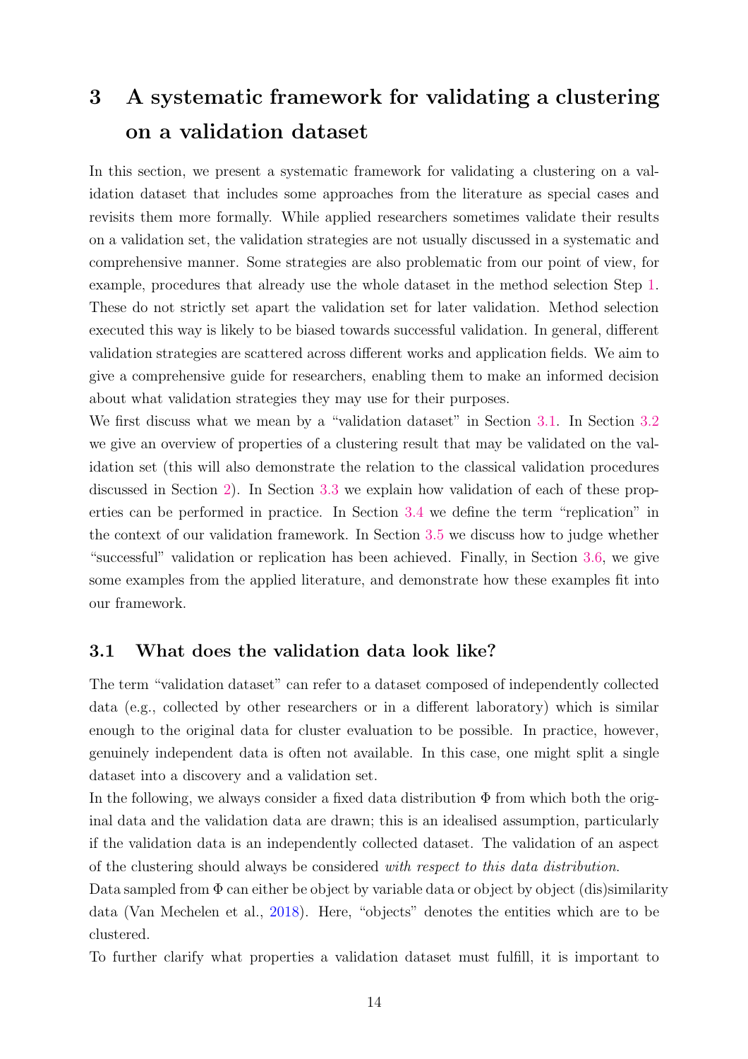# 3 A systematic framework for validating a clustering on a validation dataset

In this section, we present a systematic framework for validating a clustering on a validation dataset that includes some approaches from the literature as special cases and revisits them more formally. While applied researchers sometimes validate their results on a validation set, the validation strategies are not usually discussed in a systematic and comprehensive manner. Some strategies are also problematic from our point of view, for example, procedures that already use the whole dataset in the method selection Step 1. These do not strictly set apart the validation set for later validation. Method selection executed this way is likely to be biased towards successful validation. In general, different validation strategies are scattered across different works and application fields. We aim to give a comprehensive guide for researchers, enabling them to make an informed decision about what validation strategies they may use for their purposes.

We first discuss what we mean by a "validation dataset" in Section 3.1. In Section 3.2 we give an overview of properties of a clustering result that may be validated on the validation set (this will also demonstrate the relation to the classical validation procedures discussed in Section 2). In Section 3.3 we explain how validation of each of these properties can be performed in practice. In Section 3.4 we define the term "replication" in the context of our validation framework. In Section 3.5 we discuss how to judge whether "successful" validation or replication has been achieved. Finally, in Section 3.6, we give some examples from the applied literature, and demonstrate how these examples fit into our framework.

## 3.1 What does the validation data look like?

The term "validation dataset" can refer to a dataset composed of independently collected data (e.g., collected by other researchers or in a different laboratory) which is similar enough to the original data for cluster evaluation to be possible. In practice, however, genuinely independent data is often not available. In this case, one might split a single dataset into a discovery and a validation set.

In the following, we always consider a fixed data distribution $\Phi$ from which both the original data and the validation data are drawn; this is an idealised assumption, particularly if the validation data is an independently collected dataset. The validation of an aspect of the clustering should always be considered *with respect to this data distribution*.

Data sampled from $\Phi$ can either be object by variable data or object by object (dis)similarity data (Van Mechelen et al., 2018). Here, "objects" denotes the entities which are to be clustered.

To further clarify what properties a validation dataset must fulfill, it is important to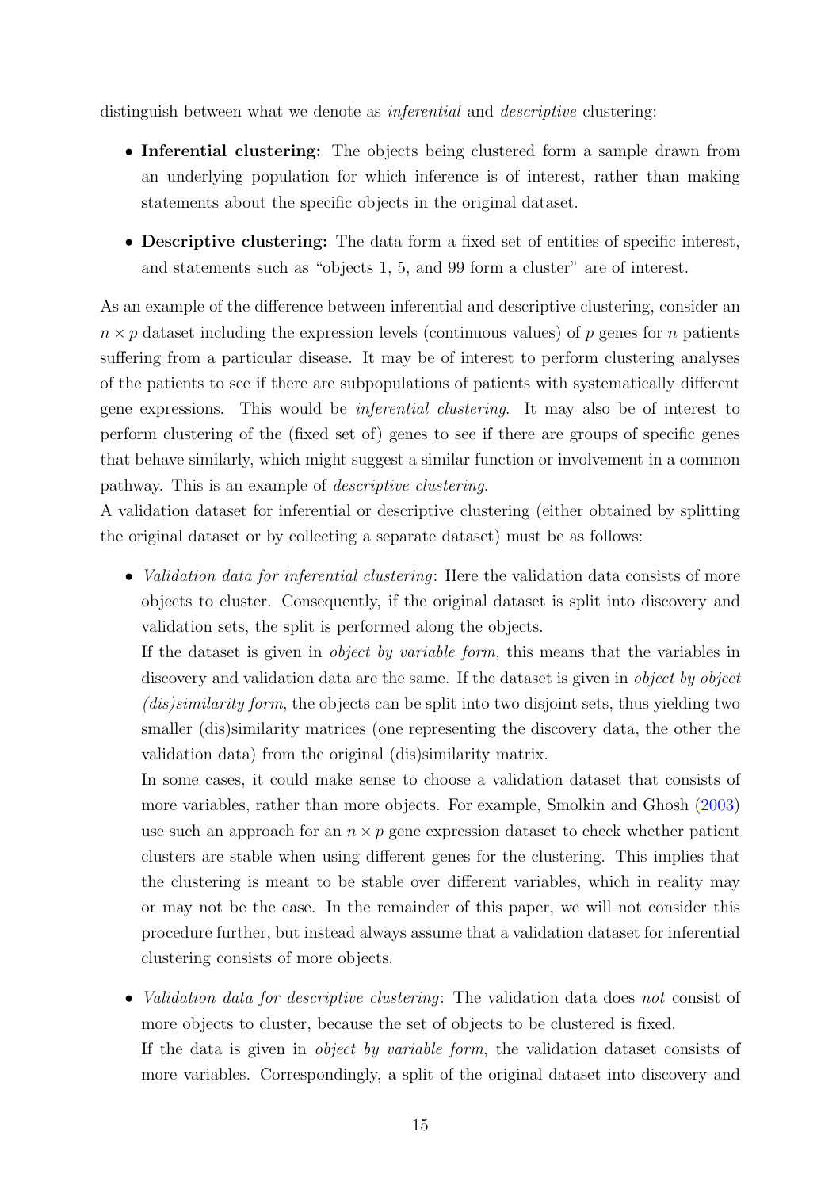distinguish between what we denote as *inferential* and *descriptive* clustering:

- **Inferential clustering:** The objects being clustered form a sample drawn from an underlying population for which inference is of interest, rather than making statements about the specific objects in the original dataset.
- **Descriptive clustering:** The data form a fixed set of entities of specific interest, and statements such as "objects 1, 5, and 99 form a cluster" are of interest.

As an example of the difference between inferential and descriptive clustering, consider an $n \times p$ dataset including the expression levels (continuous values) of $p$ genes for $n$ patients suffering from a particular disease. It may be of interest to perform clustering analyses of the patients to see if there are subpopulations of patients with systematically different gene expressions. This would be *inferential clustering*. It may also be of interest to perform clustering of the (fixed set of) genes to see if there are groups of specific genes that behave similarly, which might suggest a similar function or involvement in a common pathway. This is an example of *descriptive clustering*.

A validation dataset for inferential or descriptive clustering (either obtained by splitting the original dataset or by collecting a separate dataset) must be as follows:

- *Validation data for inferential clustering*: Here the validation data consists of more objects to cluster. Consequently, if the original dataset is split into discovery and validation sets, the split is performed along the objects.

  If the dataset is given in *object by variable form*, this means that the variables in discovery and validation data are the same. If the dataset is given in *object by object (dis)similarity form*, the objects can be split into two disjoint sets, thus yielding two smaller (dis)similarity matrices (one representing the discovery data, the other the validation data) from the original (dis)similarity matrix.

  In some cases, it could make sense to choose a validation dataset that consists of more variables, rather than more objects. For example, Smolkin and Ghosh (2003) use such an approach for an $n \times p$ gene expression dataset to check whether patient clusters are stable when using different genes for the clustering. This implies that the clustering is meant to be stable over different variables, which in reality may or may not be the case. In the remainder of this paper, we will not consider this procedure further, but instead always assume that a validation dataset for inferential clustering consists of more objects.

- *Validation data for descriptive clustering*: The validation data does *not* consist of more objects to cluster, because the set of objects to be clustered is fixed.

  If the data is given in *object by variable form*, the validation dataset consists of more variables. Correspondingly, a split of the original dataset into discovery and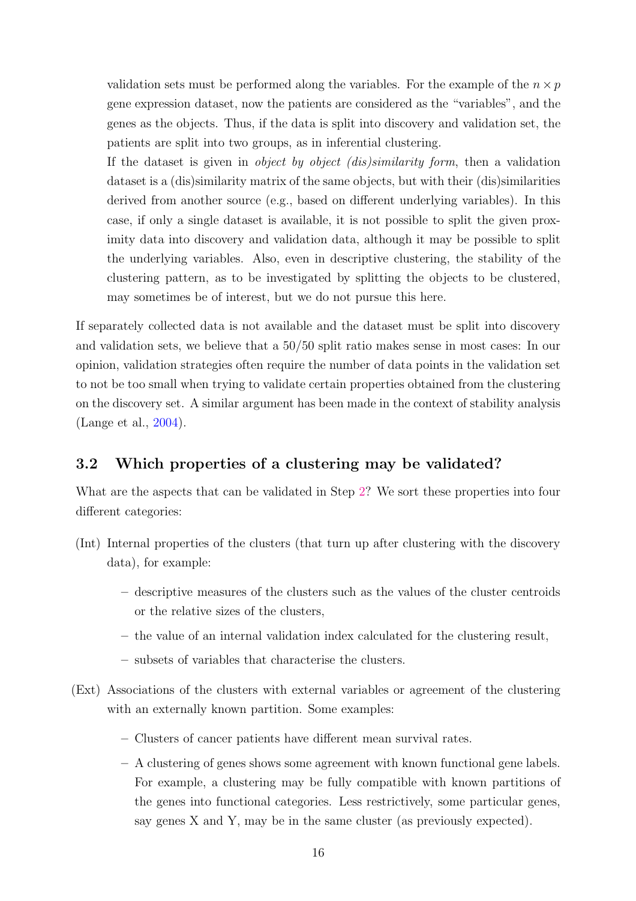validation sets must be performed along the variables. For the example of the $n \times p$ gene expression dataset, now the patients are considered as the "variables", and the genes as the objects. Thus, if the data is split into discovery and validation set, the patients are split into two groups, as in inferential clustering.

If the dataset is given in *object by object (dis)similarity form*, then a validation dataset is a (dis)similarity matrix of the same objects, but with their (dis)similarities derived from another source (e.g., based on different underlying variables). In this case, if only a single dataset is available, it is not possible to split the given proximity data into discovery and validation data, although it may be possible to split the underlying variables. Also, even in descriptive clustering, the stability of the clustering pattern, as to be investigated by splitting the objects to be clustered, may sometimes be of interest, but we do not pursue this here.

If separately collected data is not available and the dataset must be split into discovery and validation sets, we believe that a 50/50 split ratio makes sense in most cases: In our opinion, validation strategies often require the number of data points in the validation set to not be too small when trying to validate certain properties obtained from the clustering on the discovery set. A similar argument has been made in the context of stability analysis (Lange et al., 2004).

## 3.2 Which properties of a clustering may be validated?

What are the aspects that can be validated in Step 2? We sort these properties into four different categories:

(Int) Internal properties of the clusters (that turn up after clustering with the discovery data), for example:

- descriptive measures of the clusters such as the values of the cluster centroids or the relative sizes of the clusters,
- the value of an internal validation index calculated for the clustering result,
- subsets of variables that characterise the clusters.

(Ext) Associations of the clusters with external variables or agreement of the clustering with an externally known partition. Some examples:

- Clusters of cancer patients have different mean survival rates.
- A clustering of genes shows some agreement with known functional gene labels. For example, a clustering may be fully compatible with known partitions of the genes into functional categories. Less restrictively, some particular genes, say genes X and Y, may be in the same cluster (as previously expected).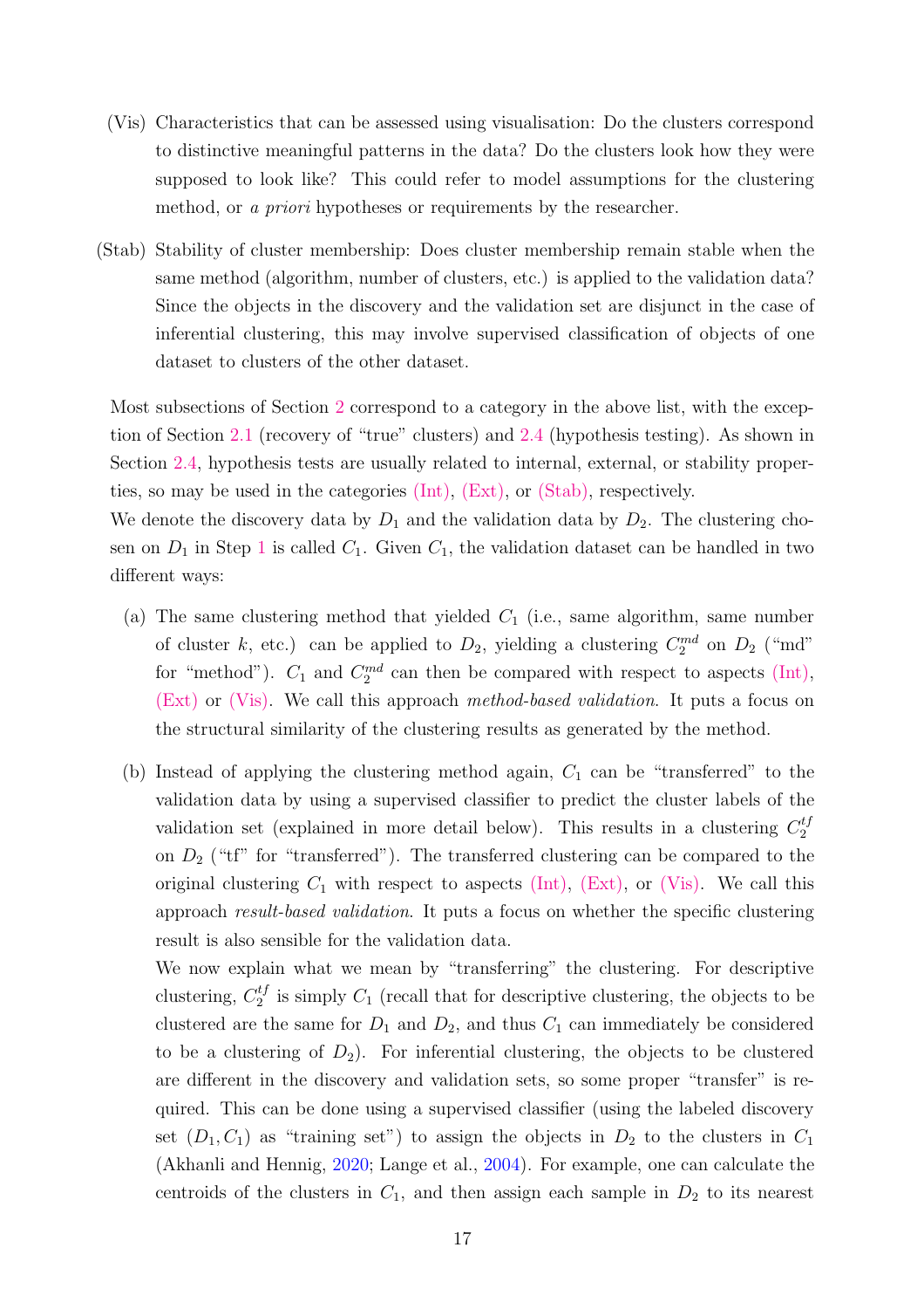(Vis) Characteristics that can be assessed using visualisation: Do the clusters correspond to distinctive meaningful patterns in the data? Do the clusters look how they were supposed to look like? This could refer to model assumptions for the clustering method, or *a priori* hypotheses or requirements by the researcher.

(Stab) Stability of cluster membership: Does cluster membership remain stable when the same method (algorithm, number of clusters, etc.) is applied to the validation data? Since the objects in the discovery and the validation set are disjunct in the case of inferential clustering, this may involve supervised classification of objects of one dataset to clusters of the other dataset.

Most subsections of Section 2 correspond to a category in the above list, with the exception of Section 2.1 (recovery of "true" clusters) and 2.4 (hypothesis testing). As shown in Section 2.4, hypothesis tests are usually related to internal, external, or stability properties, so may be used in the categories (Int), (Ext), or (Stab), respectively.

We denote the discovery data by $D_1$ and the validation data by $D_2$. The clustering chosen on $D_1$ in Step 1 is called $C_1$. Given $C_1$, the validation dataset can be handled in two different ways:

(a) The same clustering method that yielded $C_1$ (i.e., same algorithm, same number of cluster $k$, etc.) can be applied to $D_2$, yielding a clustering $C_2^{md}$ on $D_2$ ("md" for "method"). $C_1$ and $C_2^{md}$ can then be compared with respect to aspects (Int), (Ext) or (Vis). We call this approach *method-based validation*. It puts a focus on the structural similarity of the clustering results as generated by the method.

(b) Instead of applying the clustering method again, $C_1$ can be "transferred" to the validation data by using a supervised classifier to predict the cluster labels of the validation set (explained in more detail below). This results in a clustering $C_2^{tf}$ on $D_2$ ("tf" for "transferred"). The transferred clustering can be compared to the original clustering $C_1$ with respect to aspects (Int), (Ext), or (Vis). We call this approach *result-based validation*. It puts a focus on whether the specific clustering result is also sensible for the validation data.

We now explain what we mean by "transferring" the clustering. For descriptive clustering, $C_2^{tf}$ is simply $C_1$ (recall that for descriptive clustering, the objects to be clustered are the same for $D_1$ and $D_2$, and thus $C_1$ can immediately be considered to be a clustering of $D_2$). For inferential clustering, the objects to be clustered are different in the discovery and validation sets, so some proper "transfer" is required. This can be done using a supervised classifier (using the labeled discovery set $(D_1, C_1)$ as "training set") to assign the objects in $D_2$ to the clusters in $C_1$ (Akhanli and Hennig, 2020; Lange et al., 2004). For example, one can calculate the centroids of the clusters in $C_1$, and then assign each sample in $D_2$ to its nearest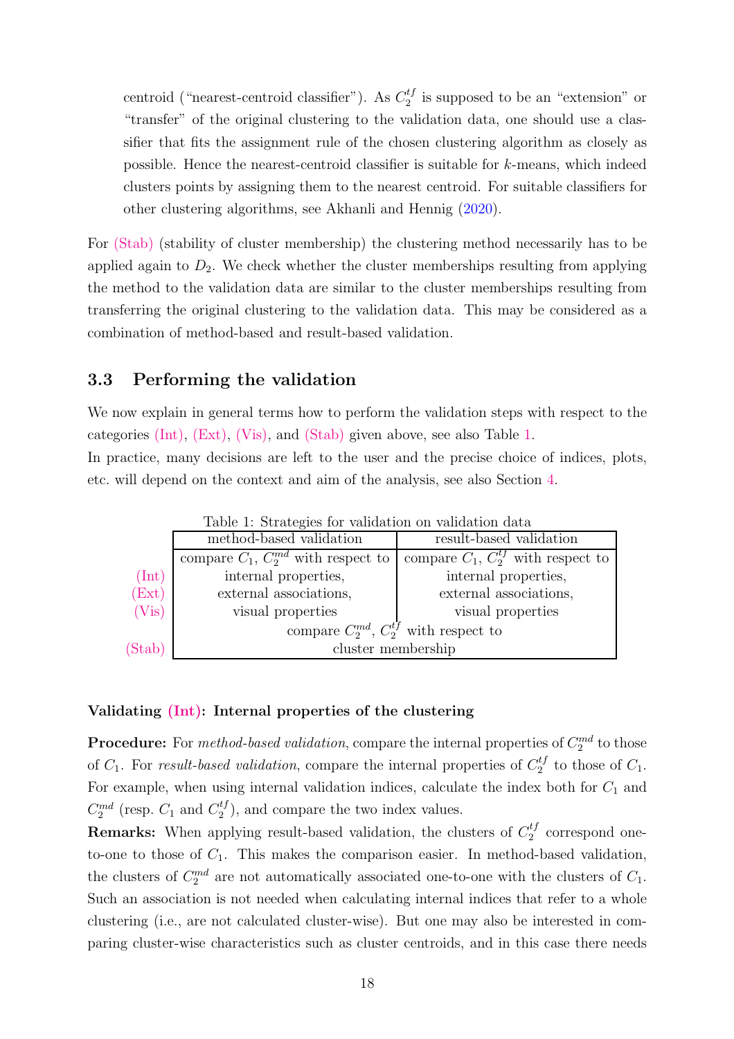centroid (“nearest-centroid classifier”). As $C_2^{tf}$ is supposed to be an “extension” or “transfer” of the original clustering to the validation data, one should use a classifier that fits the assignment rule of the chosen clustering algorithm as closely as possible. Hence the nearest-centroid classifier is suitable for $k$-means, which indeed clusters points by assigning them to the nearest centroid. For suitable classifiers for other clustering algorithms, see Akhanli and Hennig (2020).

For (Stab) (stability of cluster membership) the clustering method necessarily has to be applied again to $D_2$. We check whether the cluster memberships resulting from applying the method to the validation data are similar to the cluster memberships resulting from transferring the original clustering to the validation data. This may be considered as a combination of method-based and result-based validation.

### 3.3 Performing the validation

We now explain in general terms how to perform the validation steps with respect to the categories (Int), (Ext), (Vis), and (Stab) given above, see also Table 1.
In practice, many decisions are left to the user and the precise choice of indices, plots, etc. will depend on the context and aim of the analysis, see also Section 4.

Table 1: Strategies for validation on validation data

| | method-based validation | result-based validation |
|---|---|---|
| | compare $C_1$, $C_2^{md}$ with respect to | compare $C_1$, $C_2^{tf}$ with respect to |
| (Int) | internal properties, | internal properties, |
| (Ext) | external associations, | external associations, |
| (Vis) | visual properties | visual properties |
| (Stab) | compare $C_2^{md}$, $C_2^{tf}$ with respect to cluster membership | |

**Validating (Int): Internal properties of the clustering**

**Procedure:** For *method-based validation*, compare the internal properties of $C_2^{md}$ to those of $C_1$. For *result-based validation*, compare the internal properties of $C_2^{tf}$ to those of $C_1$. For example, when using internal validation indices, calculate the index both for $C_1$ and $C_2^{md}$ (resp. $C_1$ and $C_2^{tf}$), and compare the two index values.

**Remarks:** When applying result-based validation, the clusters of $C_2^{tf}$ correspond one-to-one to those of $C_1$. This makes the comparison easier. In method-based validation, the clusters of $C_2^{md}$ are not automatically associated one-to-one with the clusters of $C_1$. Such an association is not needed when calculating internal indices that refer to a whole clustering (i.e., are not calculated cluster-wise). But one may also be interested in comparing cluster-wise characteristics such as cluster centroids, and in this case there needs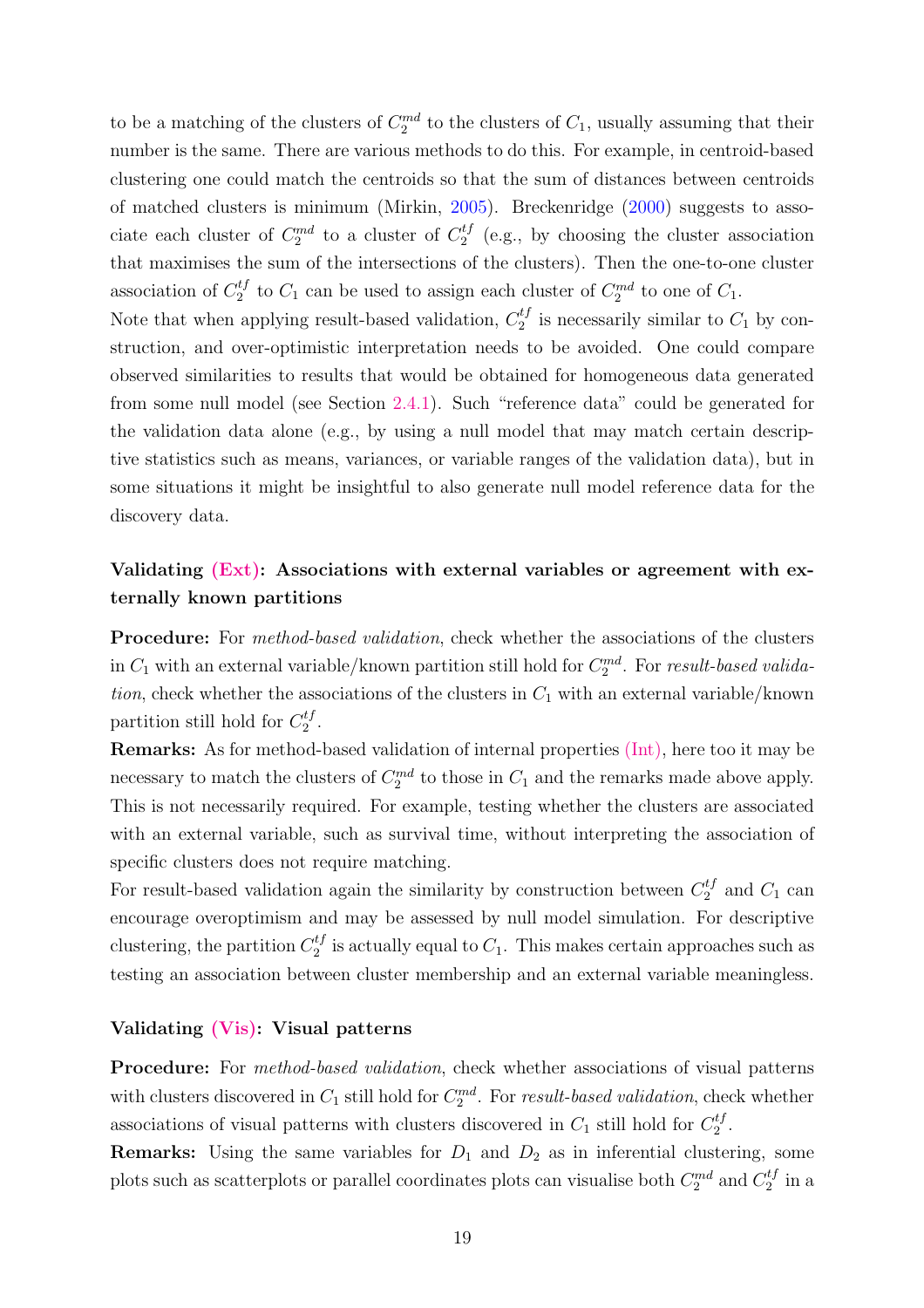to be a matching of the clusters of $C_2^{md}$ to the clusters of $C_1$, usually assuming that their number is the same. There are various methods to do this. For example, in centroid-based clustering one could match the centroids so that the sum of distances between centroids of matched clusters is minimum (Mirkin, 2005). Breckenridge (2000) suggests to associate each cluster of $C_2^{md}$ to a cluster of $C_2^{tf}$ (e.g., by choosing the cluster association that maximises the sum of the intersections of the clusters). Then the one-to-one cluster association of $C_2^{tf}$ to $C_1$ can be used to assign each cluster of $C_2^{md}$ to one of $C_1$.

Note that when applying result-based validation, $C_2^{tf}$ is necessarily similar to $C_1$ by construction, and over-optimistic interpretation needs to be avoided. One could compare observed similarities to results that would be obtained for homogeneous data generated from some null model (see Section 2.4.1). Such "reference data" could be generated for the validation data alone (e.g., by using a null model that may match certain descriptive statistics such as means, variances, or variable ranges of the validation data), but in some situations it might be insightful to also generate null model reference data for the discovery data.

### Validating (Ext): Associations with external variables or agreement with externally known partitions

**Procedure:** For *method-based validation*, check whether the associations of the clusters in $C_1$ with an external variable/known partition still hold for $C_2^{md}$. For *result-based validation*, check whether the associations of the clusters in $C_1$ with an external variable/known partition still hold for $C_2^{tf}$.

**Remarks:** As for method-based validation of internal properties (Int), here too it may be necessary to match the clusters of $C_2^{md}$ to those in $C_1$ and the remarks made above apply. This is not necessarily required. For example, testing whether the clusters are associated with an external variable, such as survival time, without interpreting the association of specific clusters does not require matching.

For result-based validation again the similarity by construction between $C_2^{tf}$ and $C_1$ can encourage overoptimism and may be assessed by null model simulation. For descriptive clustering, the partition $C_2^{tf}$ is actually equal to $C_1$. This makes certain approaches such as testing an association between cluster membership and an external variable meaningless.

### Validating (Vis): Visual patterns

**Procedure:** For *method-based validation*, check whether associations of visual patterns with clusters discovered in $C_1$ still hold for $C_2^{md}$. For *result-based validation*, check whether associations of visual patterns with clusters discovered in $C_1$ still hold for $C_2^{tf}$.

**Remarks:** Using the same variables for $D_1$ and $D_2$ as in inferential clustering, some plots such as scatterplots or parallel coordinates plots can visualise both $C_2^{md}$ and $C_2^{tf}$ in a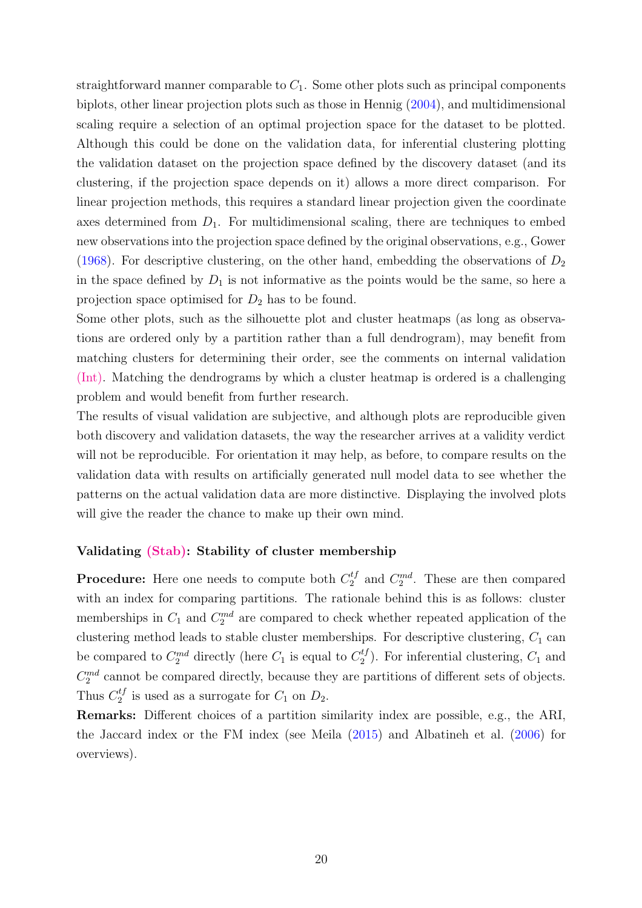straightforward manner comparable to $C_1$. Some other plots such as principal components biplots, other linear projection plots such as those in Hennig (2004), and multidimensional scaling require a selection of an optimal projection space for the dataset to be plotted. Although this could be done on the validation data, for inferential clustering plotting the validation dataset on the projection space defined by the discovery dataset (and its clustering, if the projection space depends on it) allows a more direct comparison. For linear projection methods, this requires a standard linear projection given the coordinate axes determined from $D_1$. For multidimensional scaling, there are techniques to embed new observations into the projection space defined by the original observations, e.g., Gower (1968). For descriptive clustering, on the other hand, embedding the observations of $D_2$ in the space defined by $D_1$ is not informative as the points would be the same, so here a projection space optimised for $D_2$ has to be found.

Some other plots, such as the silhouette plot and cluster heatmaps (as long as observations are ordered only by a partition rather than a full dendrogram), may benefit from matching clusters for determining their order, see the comments on internal validation (Int). Matching the dendrograms by which a cluster heatmap is ordered is a challenging problem and would benefit from further research.

The results of visual validation are subjective, and although plots are reproducible given both discovery and validation datasets, the way the researcher arrives at a validity verdict will not be reproducible. For orientation it may help, as before, to compare results on the validation data with results on artificially generated null model data to see whether the patterns on the actual validation data are more distinctive. Displaying the involved plots will give the reader the chance to make up their own mind.

#### Validating (Stab): Stability of cluster membership

**Procedure:** Here one needs to compute both $C_2^{tf}$ and $C_2^{md}$. These are then compared with an index for comparing partitions. The rationale behind this is as follows: cluster memberships in $C_1$ and $C_2^{md}$ are compared to check whether repeated application of the clustering method leads to stable cluster memberships. For descriptive clustering, $C_1$ can be compared to $C_2^{md}$ directly (here $C_1$ is equal to $C_2^{tf}$). For inferential clustering, $C_1$ and $C_2^{md}$ cannot be compared directly, because they are partitions of different sets of objects. Thus $C_2^{tf}$ is used as a surrogate for $C_1$ on $D_2$.

**Remarks:** Different choices of a partition similarity index are possible, e.g., the ARI, the Jaccard index or the FM index (see Meila (2015) and Albatineh et al. (2006) for overviews).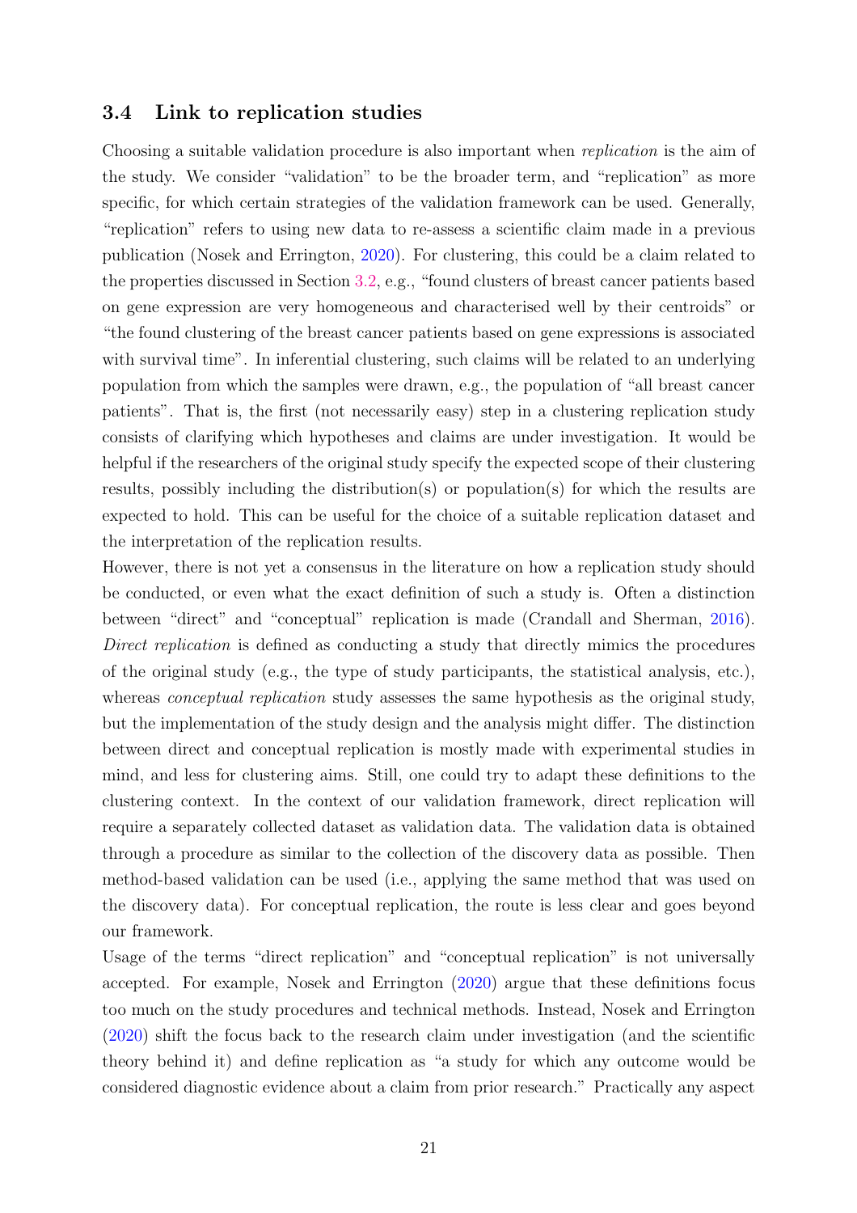### 3.4 Link to replication studies

Choosing a suitable validation procedure is also important when *replication* is the aim of the study. We consider "validation" to be the broader term, and "replication" as more specific, for which certain strategies of the validation framework can be used. Generally, "replication" refers to using new data to re-assess a scientific claim made in a previous publication (Nosek and Errington, 2020). For clustering, this could be a claim related to the properties discussed in Section 3.2, e.g., "found clusters of breast cancer patients based on gene expression are very homogeneous and characterised well by their centroids" or "the found clustering of the breast cancer patients based on gene expressions is associated with survival time". In inferential clustering, such claims will be related to an underlying population from which the samples were drawn, e.g., the population of "all breast cancer patients". That is, the first (not necessarily easy) step in a clustering replication study consists of clarifying which hypotheses and claims are under investigation. It would be helpful if the researchers of the original study specify the expected scope of their clustering results, possibly including the distribution(s) or population(s) for which the results are expected to hold. This can be useful for the choice of a suitable replication dataset and the interpretation of the replication results.

However, there is not yet a consensus in the literature on how a replication study should be conducted, or even what the exact definition of such a study is. Often a distinction between "direct" and "conceptual" replication is made (Crandall and Sherman, 2016). *Direct replication* is defined as conducting a study that directly mimics the procedures of the original study (e.g., the type of study participants, the statistical analysis, etc.), whereas *conceptual replication* study assesses the same hypothesis as the original study, but the implementation of the study design and the analysis might differ. The distinction between direct and conceptual replication is mostly made with experimental studies in mind, and less for clustering aims. Still, one could try to adapt these definitions to the clustering context. In the context of our validation framework, direct replication will require a separately collected dataset as validation data. The validation data is obtained through a procedure as similar to the collection of the discovery data as possible. Then method-based validation can be used (i.e., applying the same method that was used on the discovery data). For conceptual replication, the route is less clear and goes beyond our framework.

Usage of the terms "direct replication" and "conceptual replication" is not universally accepted. For example, Nosek and Errington (2020) argue that these definitions focus too much on the study procedures and technical methods. Instead, Nosek and Errington (2020) shift the focus back to the research claim under investigation (and the scientific theory behind it) and define replication as "a study for which any outcome would be considered diagnostic evidence about a claim from prior research." Practically any aspect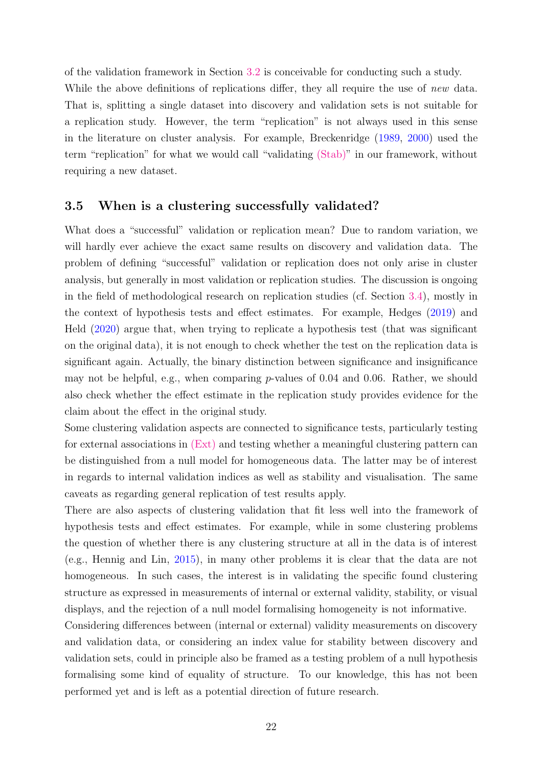of the validation framework in Section 3.2 is conceivable for conducting such a study.

While the above definitions of replications differ, they all require the use of *new* data. That is, splitting a single dataset into discovery and validation sets is not suitable for a replication study. However, the term "replication" is not always used in this sense in the literature on cluster analysis. For example, Breckenridge (1989, 2000) used the term "replication" for what we would call "validating (Stab)" in our framework, without requiring a new dataset.

### 3.5 When is a clustering successfully validated?

What does a "successful" validation or replication mean? Due to random variation, we will hardly ever achieve the exact same results on discovery and validation data. The problem of defining "successful" validation or replication does not only arise in cluster analysis, but generally in most validation or replication studies. The discussion is ongoing in the field of methodological research on replication studies (cf. Section 3.4), mostly in the context of hypothesis tests and effect estimates. For example, Hedges (2019) and Held (2020) argue that, when trying to replicate a hypothesis test (that was significant on the original data), it is not enough to check whether the test on the replication data is significant again. Actually, the binary distinction between significance and insignificance may not be helpful, e.g., when comparing $p$-values of 0.04 and 0.06. Rather, we should also check whether the effect estimate in the replication study provides evidence for the claim about the effect in the original study.

Some clustering validation aspects are connected to significance tests, particularly testing for external associations in (Ext) and testing whether a meaningful clustering pattern can be distinguished from a null model for homogeneous data. The latter may be of interest in regards to internal validation indices as well as stability and visualisation. The same caveats as regarding general replication of test results apply.

There are also aspects of clustering validation that fit less well into the framework of hypothesis tests and effect estimates. For example, while in some clustering problems the question of whether there is any clustering structure at all in the data is of interest (e.g., Hennig and Lin, 2015), in many other problems it is clear that the data are not homogeneous. In such cases, the interest is in validating the specific found clustering structure as expressed in measurements of internal or external validity, stability, or visual displays, and the rejection of a null model formalising homogeneity is not informative.

Considering differences between (internal or external) validity measurements on discovery and validation data, or considering an index value for stability between discovery and validation sets, could in principle also be framed as a testing problem of a null hypothesis formalising some kind of equality of structure. To our knowledge, this has not been performed yet and is left as a potential direction of future research.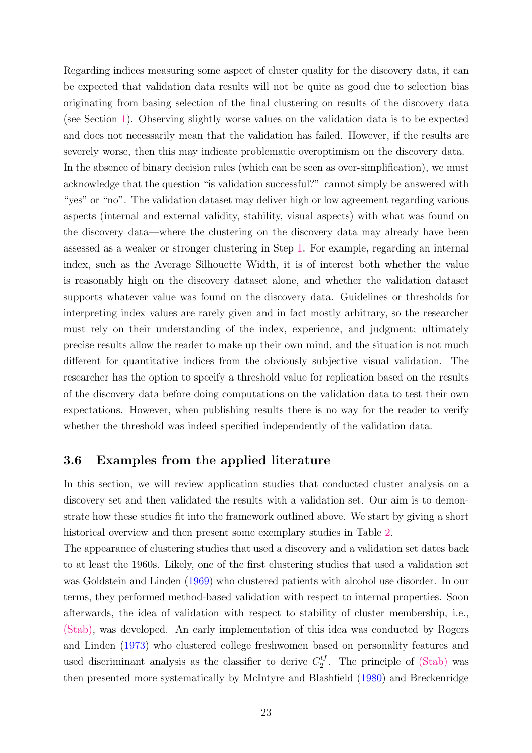Regarding indices measuring some aspect of cluster quality for the discovery data, it can be expected that validation data results will not be quite as good due to selection bias originating from basing selection of the final clustering on results of the discovery data (see Section 1). Observing slightly worse values on the validation data is to be expected and does not necessarily mean that the validation has failed. However, if the results are severely worse, then this may indicate problematic overoptimism on the discovery data.

In the absence of binary decision rules (which can be seen as over-simplification), we must acknowledge that the question "is validation successful?" cannot simply be answered with "yes" or "no". The validation dataset may deliver high or low agreement regarding various aspects (internal and external validity, stability, visual aspects) with what was found on the discovery data—where the clustering on the discovery data may already have been assessed as a weaker or stronger clustering in Step 1. For example, regarding an internal index, such as the Average Silhouette Width, it is of interest both whether the value is reasonably high on the discovery dataset alone, and whether the validation dataset supports whatever value was found on the discovery data. Guidelines or thresholds for interpreting index values are rarely given and in fact mostly arbitrary, so the researcher must rely on their understanding of the index, experience, and judgment; ultimately precise results allow the reader to make up their own mind, and the situation is not much different for quantitative indices from the obviously subjective visual validation. The researcher has the option to specify a threshold value for replication based on the results of the discovery data before doing computations on the validation data to test their own expectations. However, when publishing results there is no way for the reader to verify whether the threshold was indeed specified independently of the validation data.

### 3.6 Examples from the applied literature

In this section, we will review application studies that conducted cluster analysis on a discovery set and then validated the results with a validation set. Our aim is to demonstrate how these studies fit into the framework outlined above. We start by giving a short historical overview and then present some exemplary studies in Table 2.

The appearance of clustering studies that used a discovery and a validation set dates back to at least the 1960s. Likely, one of the first clustering studies that used a validation set was Goldstein and Linden (1969) who clustered patients with alcohol use disorder. In our terms, they performed method-based validation with respect to internal properties. Soon afterwards, the idea of validation with respect to stability of cluster membership, i.e., (Stab), was developed. An early implementation of this idea was conducted by Rogers and Linden (1973) who clustered college freshwomen based on personality features and used discriminant analysis as the classifier to derive $C_2^{tf}$. The principle of (Stab) was then presented more systematically by McIntyre and Blashfield (1980) and Breckenridge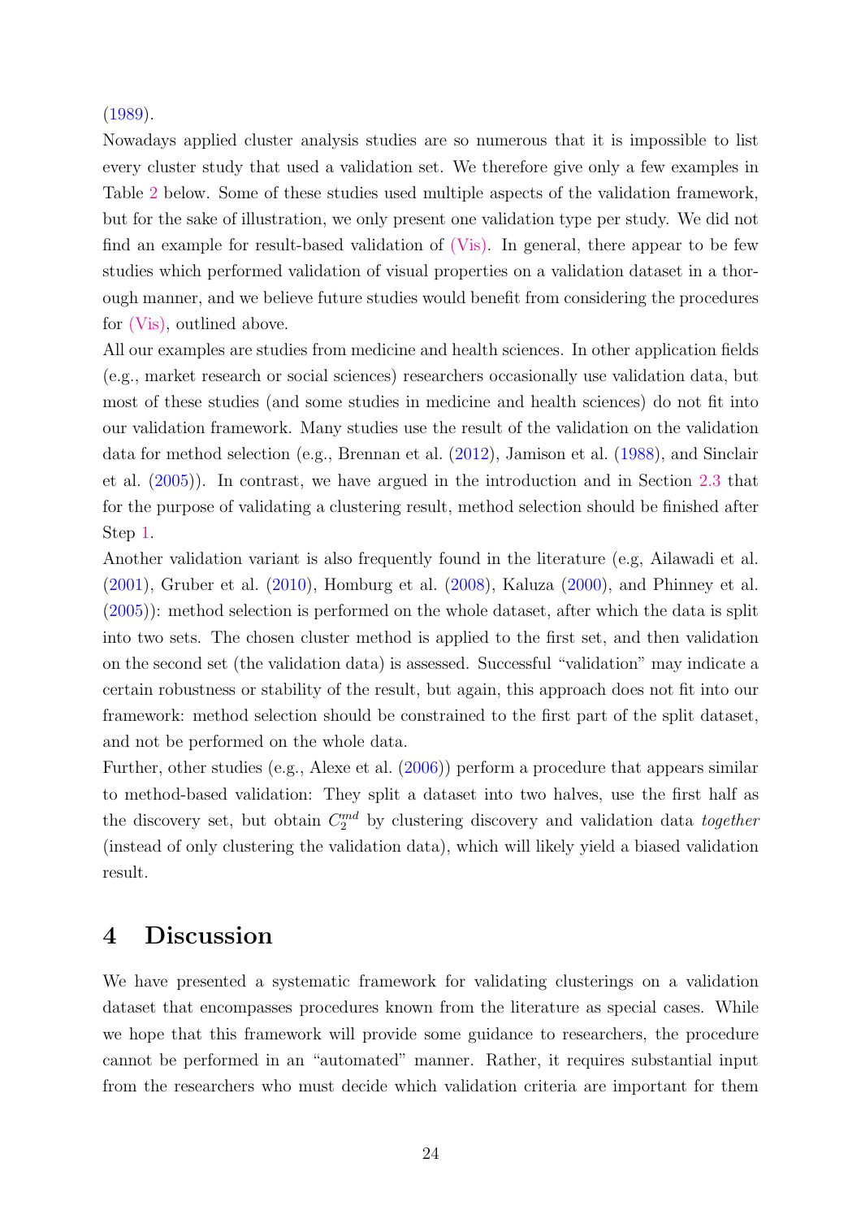(1989).

Nowadays applied cluster analysis studies are so numerous that it is impossible to list every cluster study that used a validation set. We therefore give only a few examples in Table 2 below. Some of these studies used multiple aspects of the validation framework, but for the sake of illustration, we only present one validation type per study. We did not find an example for result-based validation of (Vis). In general, there appear to be few studies which performed validation of visual properties on a validation dataset in a thorough manner, and we believe future studies would benefit from considering the procedures for (Vis), outlined above.

All our examples are studies from medicine and health sciences. In other application fields (e.g., market research or social sciences) researchers occasionally use validation data, but most of these studies (and some studies in medicine and health sciences) do not fit into our validation framework. Many studies use the result of the validation on the validation data for method selection (e.g., Brennan et al. (2012), Jamison et al. (1988), and Sinclair et al. (2005)). In contrast, we have argued in the introduction and in Section 2.3 that for the purpose of validating a clustering result, method selection should be finished after Step 1.

Another validation variant is also frequently found in the literature (e.g, Ailawadi et al. (2001), Gruber et al. (2010), Homburg et al. (2008), Kaluza (2000), and Phinney et al. (2005)): method selection is performed on the whole dataset, after which the data is split into two sets. The chosen cluster method is applied to the first set, and then validation on the second set (the validation data) is assessed. Successful "validation" may indicate a certain robustness or stability of the result, but again, this approach does not fit into our framework: method selection should be constrained to the first part of the split dataset, and not be performed on the whole data.

Further, other studies (e.g., Alexe et al. (2006)) perform a procedure that appears similar to method-based validation: They split a dataset into two halves, use the first half as the discovery set, but obtain $C_2^{md}$ by clustering discovery and validation data *together* (instead of only clustering the validation data), which will likely yield a biased validation result.

# 4 Discussion

We have presented a systematic framework for validating clusterings on a validation dataset that encompasses procedures known from the literature as special cases. While we hope that this framework will provide some guidance to researchers, the procedure cannot be performed in an "automated" manner. Rather, it requires substantial input from the researchers who must decide which validation criteria are important for them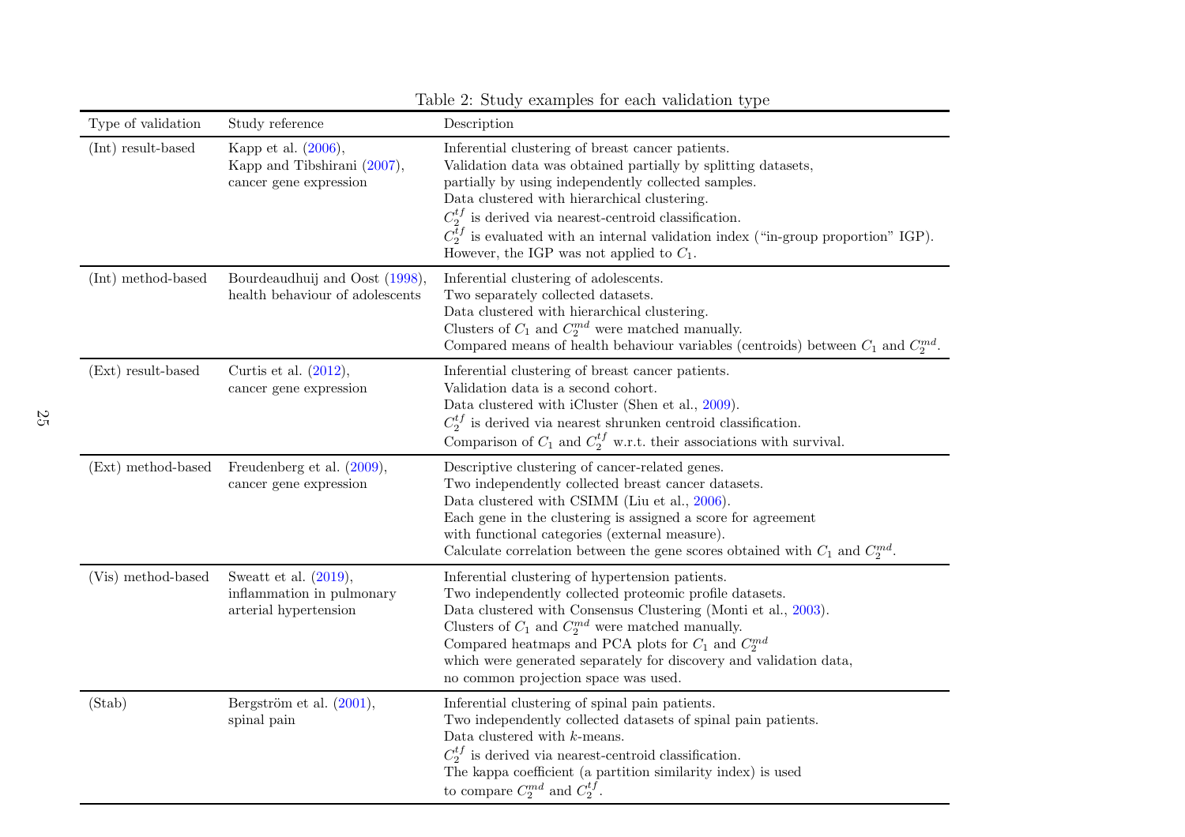Table 2: Study examples for each validation type

| Type of validation | Study reference | Description |
|---|---|---|
| (Int) result-based | Kapp et al. (2006), Kapp and Tibshirani (2007), cancer gene expression | Inferential clustering of breast cancer patients. Validation data was obtained partially by splitting datasets, partially by using independently collected samples. Data clustered with hierarchical clustering. $C_2^{tf}$ is derived via nearest-centroid classification. $C_2^{tf}$ is evaluated with an internal validation index ("in-group proportion" IGP). However, the IGP was not applied to $C_1$. |
| (Int) method-based | Bourdeaudhuij and Oost (1998), health behaviour of adolescents | Inferential clustering of adolescents. Two separately collected datasets. Data clustered with hierarchical clustering. Clusters of $C_1$ and $C_2^{md}$ were matched manually. Compared means of health behaviour variables (centroids) between $C_1$ and $C_2^{md}$. |
| (Ext) result-based | Curtis et al. (2012), cancer gene expression | Inferential clustering of breast cancer patients. Validation data is a second cohort. Data clustered with iCluster (Shen et al., 2009). $C_2^{tf}$ is derived via nearest shrunken centroid classification. Comparison of $C_1$ and $C_2^{tf}$ w.r.t. their associations with survival. |
| (Ext) method-based | Freudenberg et al. (2009), cancer gene expression | Descriptive clustering of cancer-related genes. Two independently collected breast cancer datasets. Data clustered with CSIMM (Liu et al., 2006). Each gene in the clustering is assigned a score for agreement with functional categories (external measure). Calculate correlation between the gene scores obtained with $C_1$ and $C_2^{md}$. |
| (Vis) method-based | Sweatt et al. (2019), inflammation in pulmonary arterial hypertension | Inferential clustering of hypertension patients. Two independently collected proteomic profile datasets. Data clustered with Consensus Clustering (Monti et al., 2003). Clusters of $C_1$ and $C_2^{md}$ were matched manually. Compared heatmaps and PCA plots for $C_1$ and $C_2^{md}$ which were generated separately for discovery and validation data, no common projection space was used. |
| (Stab) | Bergström et al. (2001), spinal pain | Inferential clustering of spinal pain patients. Two independently collected datasets of spinal pain patients. Data clustered with $k$-means. $C_2^{tf}$ is derived via nearest-centroid classification. The kappa coefficient (a partition similarity index) is used to compare $C_2^{md}$ and $C_2^{tf}$. |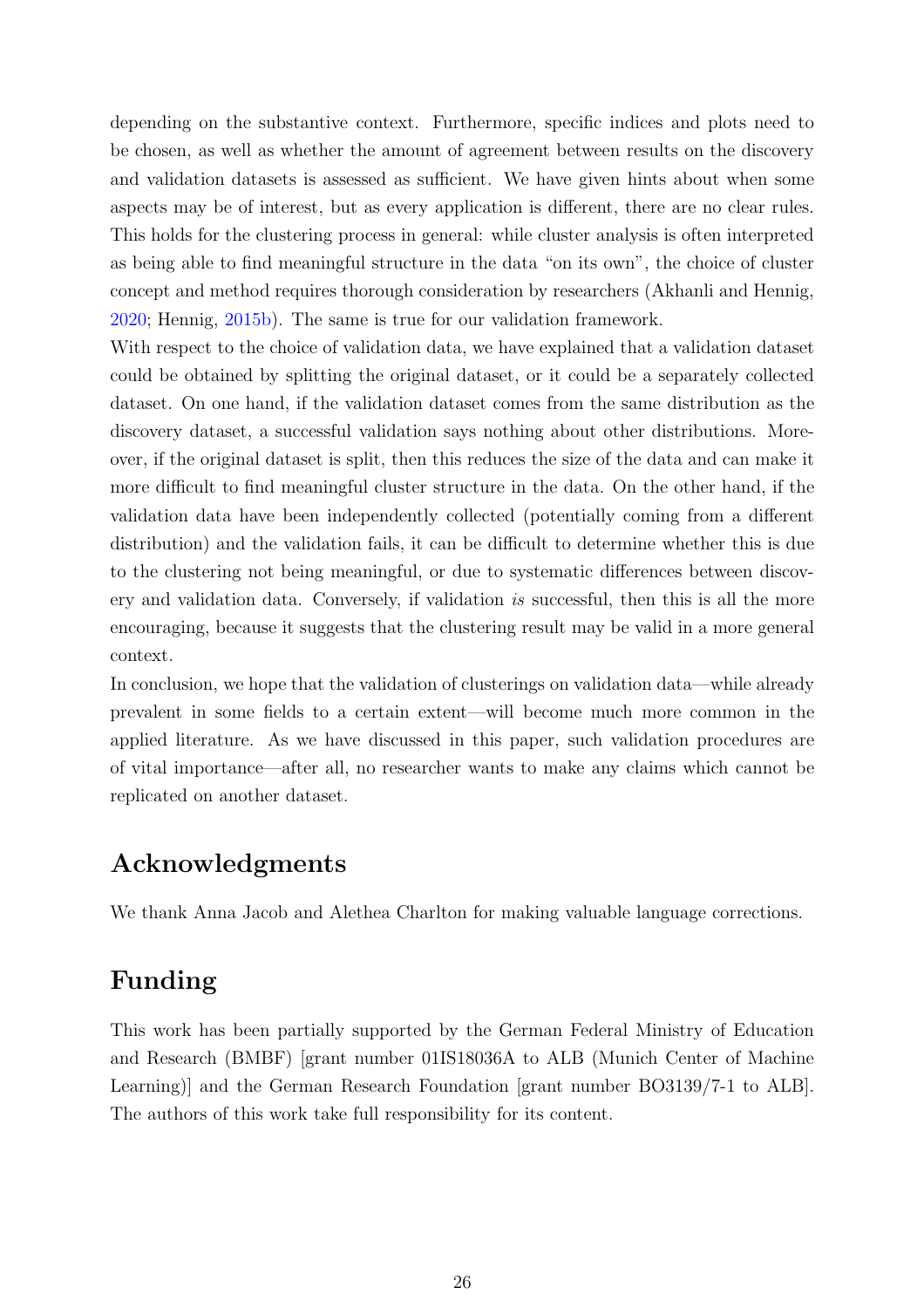depending on the substantive context. Furthermore, specific indices and plots need to be chosen, as well as whether the amount of agreement between results on the discovery and validation datasets is assessed as sufficient. We have given hints about when some aspects may be of interest, but as every application is different, there are no clear rules. This holds for the clustering process in general: while cluster analysis is often interpreted as being able to find meaningful structure in the data "on its own", the choice of cluster concept and method requires thorough consideration by researchers (Akhanli and Hennig, 2020; Hennig, 2015b). The same is true for our validation framework.

With respect to the choice of validation data, we have explained that a validation dataset could be obtained by splitting the original dataset, or it could be a separately collected dataset. On one hand, if the validation dataset comes from the same distribution as the discovery dataset, a successful validation says nothing about other distributions. Moreover, if the original dataset is split, then this reduces the size of the data and can make it more difficult to find meaningful cluster structure in the data. On the other hand, if the validation data have been independently collected (potentially coming from a different distribution) and the validation fails, it can be difficult to determine whether this is due to the clustering not being meaningful, or due to systematic differences between discovery and validation data. Conversely, if validation *is* successful, then this is all the more encouraging, because it suggests that the clustering result may be valid in a more general context.

In conclusion, we hope that the validation of clusterings on validation data—while already prevalent in some fields to a certain extent—will become much more common in the applied literature. As we have discussed in this paper, such validation procedures are of vital importance—after all, no researcher wants to make any claims which cannot be replicated on another dataset.

## Acknowledgments

We thank Anna Jacob and Alethea Charlton for making valuable language corrections.

## Funding

This work has been partially supported by the German Federal Ministry of Education and Research (BMBF) [grant number 01IS18036A to ALB (Munich Center of Machine Learning)] and the German Research Foundation [grant number BO3139/7-1 to ALB]. The authors of this work take full responsibility for its content.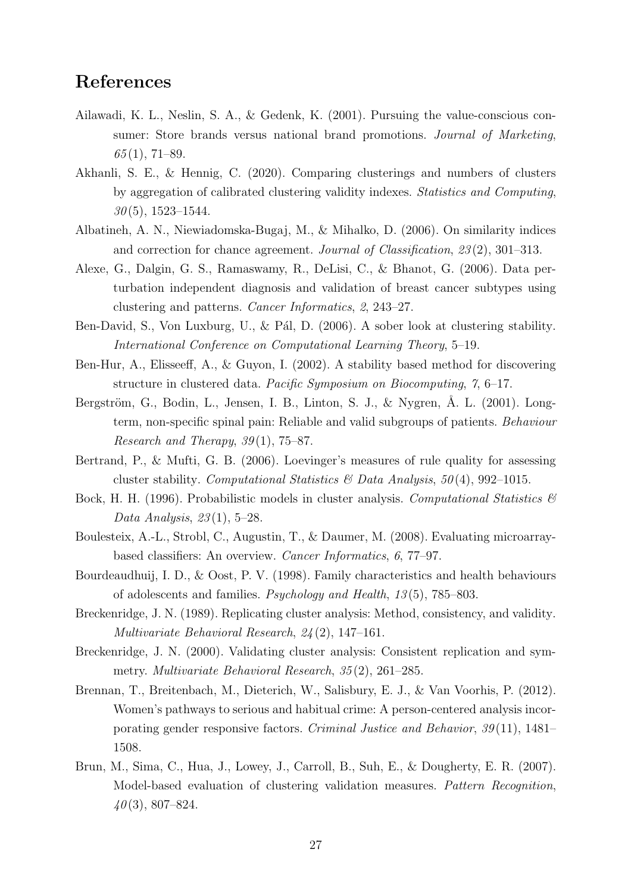# References

Ailawadi, K. L., Neslin, S. A., & Gedenk, K. (2001). Pursuing the value-conscious consumer: Store brands versus national brand promotions. *Journal of Marketing*, *65*(1), 71–89.

Akhanli, S. E., & Hennig, C. (2020). Comparing clusterings and numbers of clusters by aggregation of calibrated clustering validity indexes. *Statistics and Computing*, *30*(5), 1523–1544.

Albatineh, A. N., Niewiadomska-Bugaj, M., & Mihalko, D. (2006). On similarity indices and correction for chance agreement. *Journal of Classification*, *23*(2), 301–313.

Alexe, G., Dalgin, G. S., Ramaswamy, R., DeLisi, C., & Bhanot, G. (2006). Data perturbation independent diagnosis and validation of breast cancer subtypes using clustering and patterns. *Cancer Informatics*, *2*, 243–27.

Ben-David, S., Von Luxburg, U., & Pál, D. (2006). A sober look at clustering stability. *International Conference on Computational Learning Theory*, 5–19.

Ben-Hur, A., Elisseeff, A., & Guyon, I. (2002). A stability based method for discovering structure in clustered data. *Pacific Symposium on Biocomputing*, *7*, 6–17.

Bergström, G., Bodin, L., Jensen, I. B., Linton, S. J., & Nygren, Å. L. (2001). Long-term, non-specific spinal pain: Reliable and valid subgroups of patients. *Behaviour Research and Therapy*, *39*(1), 75–87.

Bertrand, P., & Mufti, G. B. (2006). Loevinger's measures of rule quality for assessing cluster stability. *Computational Statistics & Data Analysis*, *50*(4), 992–1015.

Bock, H. H. (1996). Probabilistic models in cluster analysis. *Computational Statistics & Data Analysis*, *23*(1), 5–28.

Boulesteix, A.-L., Strobl, C., Augustin, T., & Daumer, M. (2008). Evaluating microarray-based classifiers: An overview. *Cancer Informatics*, *6*, 77–97.

Bourdeaudhuij, I. D., & Oost, P. V. (1998). Family characteristics and health behaviours of adolescents and families. *Psychology and Health*, *13*(5), 785–803.

Breckenridge, J. N. (1989). Replicating cluster analysis: Method, consistency, and validity. *Multivariate Behavioral Research*, *24*(2), 147–161.

Breckenridge, J. N. (2000). Validating cluster analysis: Consistent replication and symmetry. *Multivariate Behavioral Research*, *35*(2), 261–285.

Brennan, T., Breitenbach, M., Dieterich, W., Salisbury, E. J., & Van Voorhis, P. (2012). Women's pathways to serious and habitual crime: A person-centered analysis incorporating gender responsive factors. *Criminal Justice and Behavior*, *39*(11), 1481–1508.

Brun, M., Sima, C., Hua, J., Lowey, J., Carroll, B., Suh, E., & Dougherty, E. R. (2007). Model-based evaluation of clustering validation measures. *Pattern Recognition*, *40*(3), 807–824.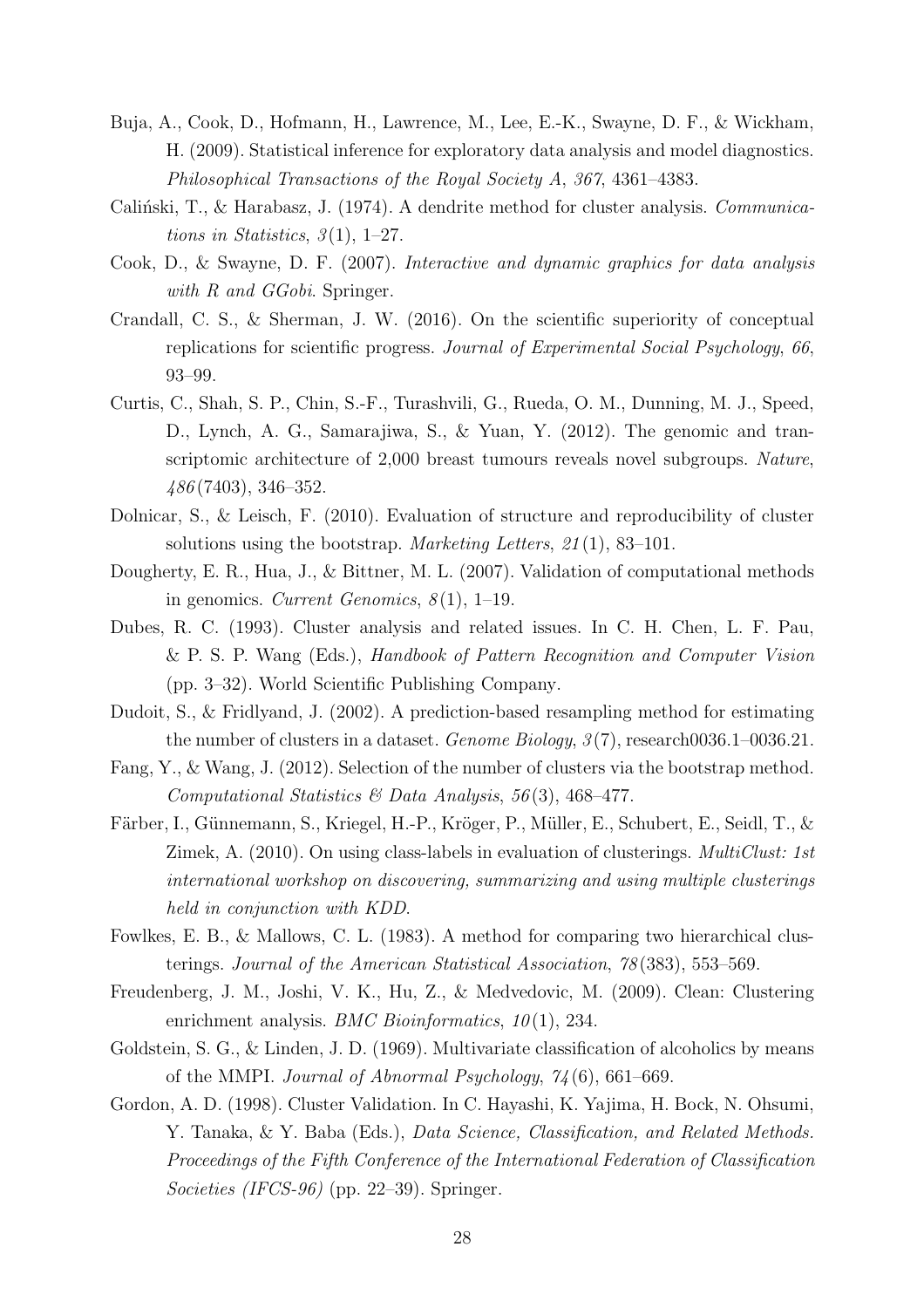Buja, A., Cook, D., Hofmann, H., Lawrence, M., Lee, E.-K., Swayne, D. F., & Wickham, H. (2009). Statistical inference for exploratory data analysis and model diagnostics. *Philosophical Transactions of the Royal Society A*, *367*, 4361–4383.

Caliński, T., & Harabasz, J. (1974). A dendrite method for cluster analysis. *Communications in Statistics*, *3*(1), 1–27.

Cook, D., & Swayne, D. F. (2007). *Interactive and dynamic graphics for data analysis with R and GGobi*. Springer.

Crandall, C. S., & Sherman, J. W. (2016). On the scientific superiority of conceptual replications for scientific progress. *Journal of Experimental Social Psychology*, *66*, 93–99.

Curtis, C., Shah, S. P., Chin, S.-F., Turashvili, G., Rueda, O. M., Dunning, M. J., Speed, D., Lynch, A. G., Samarajiwa, S., & Yuan, Y. (2012). The genomic and transcriptomic architecture of 2,000 breast tumours reveals novel subgroups. *Nature*, *486*(7403), 346–352.

Dolnicar, S., & Leisch, F. (2010). Evaluation of structure and reproducibility of cluster solutions using the bootstrap. *Marketing Letters*, *21*(1), 83–101.

Dougherty, E. R., Hua, J., & Bittner, M. L. (2007). Validation of computational methods in genomics. *Current Genomics*, *8*(1), 1–19.

Dubes, R. C. (1993). Cluster analysis and related issues. In C. H. Chen, L. F. Pau, & P. S. P. Wang (Eds.), *Handbook of Pattern Recognition and Computer Vision* (pp. 3–32). World Scientific Publishing Company.

Dudoit, S., & Fridlyand, J. (2002). A prediction-based resampling method for estimating the number of clusters in a dataset. *Genome Biology*, *3*(7), research0036.1–0036.21.

Fang, Y., & Wang, J. (2012). Selection of the number of clusters via the bootstrap method. *Computational Statistics & Data Analysis*, *56*(3), 468–477.

Färber, I., Günnemann, S., Kriegel, H.-P., Kröger, P., Müller, E., Schubert, E., Seidl, T., & Zimek, A. (2010). On using class-labels in evaluation of clusterings. *MultiClust: 1st international workshop on discovering, summarizing and using multiple clusterings held in conjunction with KDD*.

Fowlkes, E. B., & Mallows, C. L. (1983). A method for comparing two hierarchical clusterings. *Journal of the American Statistical Association*, *78*(383), 553–569.

Freudenberg, J. M., Joshi, V. K., Hu, Z., & Medvedovic, M. (2009). Clean: Clustering enrichment analysis. *BMC Bioinformatics*, *10*(1), 234.

Goldstein, S. G., & Linden, J. D. (1969). Multivariate classification of alcoholics by means of the MMPI. *Journal of Abnormal Psychology*, *74*(6), 661–669.

Gordon, A. D. (1998). Cluster Validation. In C. Hayashi, K. Yajima, H. Bock, N. Ohsumi, Y. Tanaka, & Y. Baba (Eds.), *Data Science, Classification, and Related Methods. Proceedings of the Fifth Conference of the International Federation of Classification Societies (IFCS-96)* (pp. 22–39). Springer.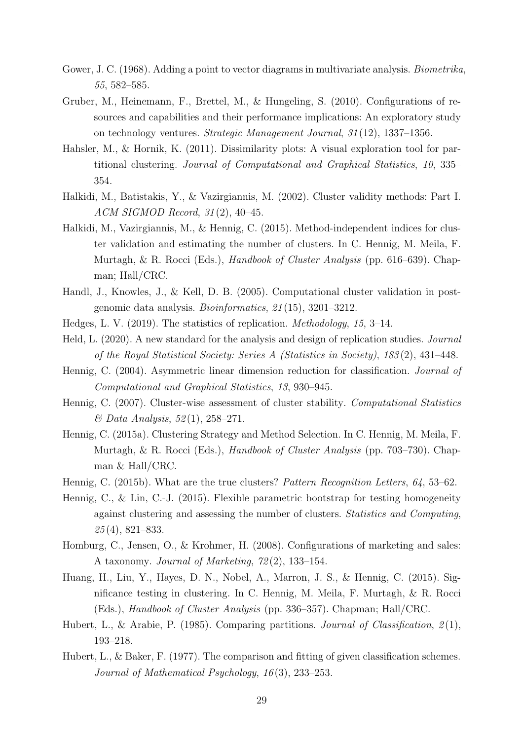Gower, J. C. (1968). Adding a point to vector diagrams in multivariate analysis. *Biometrika*, *55*, 582–585.

Gruber, M., Heinemann, F., Brettel, M., & Hungeling, S. (2010). Configurations of resources and capabilities and their performance implications: An exploratory study on technology ventures. *Strategic Management Journal*, *31*(12), 1337–1356.

Hahsler, M., & Hornik, K. (2011). Dissimilarity plots: A visual exploration tool for partitional clustering. *Journal of Computational and Graphical Statistics*, *10*, 335–354.

Halkidi, M., Batistakis, Y., & Vazirgiannis, M. (2002). Cluster validity methods: Part I. *ACM SIGMOD Record*, *31*(2), 40–45.

Halkidi, M., Vazirgiannis, M., & Hennig, C. (2015). Method-independent indices for cluster validation and estimating the number of clusters. In C. Hennig, M. Meila, F. Murtagh, & R. Rocci (Eds.), *Handbook of Cluster Analysis* (pp. 616–639). Chapman; Hall/CRC.

Handl, J., Knowles, J., & Kell, D. B. (2005). Computational cluster validation in post-genomic data analysis. *Bioinformatics*, *21*(15), 3201–3212.

Hedges, L. V. (2019). The statistics of replication. *Methodology*, *15*, 3–14.

Held, L. (2020). A new standard for the analysis and design of replication studies. *Journal of the Royal Statistical Society: Series A (Statistics in Society)*, *183*(2), 431–448.

Hennig, C. (2004). Asymmetric linear dimension reduction for classification. *Journal of Computational and Graphical Statistics*, *13*, 930–945.

Hennig, C. (2007). Cluster-wise assessment of cluster stability. *Computational Statistics & Data Analysis*, *52*(1), 258–271.

Hennig, C. (2015a). Clustering Strategy and Method Selection. In C. Hennig, M. Meila, F. Murtagh, & R. Rocci (Eds.), *Handbook of Cluster Analysis* (pp. 703–730). Chapman & Hall/CRC.

Hennig, C. (2015b). What are the true clusters? *Pattern Recognition Letters*, *64*, 53–62.

Hennig, C., & Lin, C.-J. (2015). Flexible parametric bootstrap for testing homogeneity against clustering and assessing the number of clusters. *Statistics and Computing*, *25*(4), 821–833.

Homburg, C., Jensen, O., & Krohmer, H. (2008). Configurations of marketing and sales: A taxonomy. *Journal of Marketing*, *72*(2), 133–154.

Huang, H., Liu, Y., Hayes, D. N., Nobel, A., Marron, J. S., & Hennig, C. (2015). Significance testing in clustering. In C. Hennig, M. Meila, F. Murtagh, & R. Rocci (Eds.), *Handbook of Cluster Analysis* (pp. 336–357). Chapman; Hall/CRC.

Hubert, L., & Arabie, P. (1985). Comparing partitions. *Journal of Classification*, *2*(1), 193–218.

Hubert, L., & Baker, F. (1977). The comparison and fitting of given classification schemes. *Journal of Mathematical Psychology*, *16*(3), 233–253.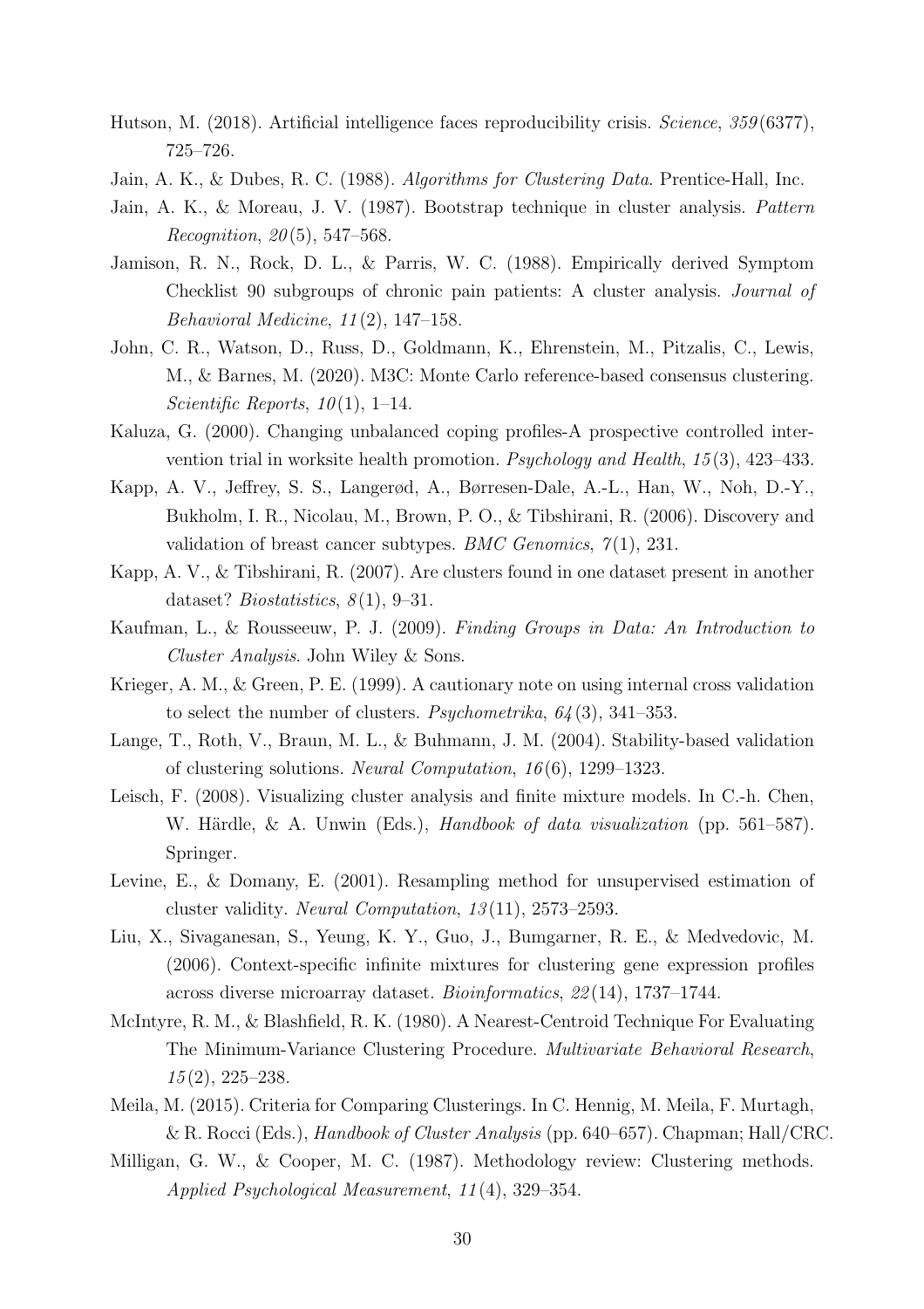Hutson, M. (2018). Artificial intelligence faces reproducibility crisis. *Science*, *359*(6377), 725–726.

Jain, A. K., & Dubes, R. C. (1988). *Algorithms for Clustering Data*. Prentice-Hall, Inc.

Jain, A. K., & Moreau, J. V. (1987). Bootstrap technique in cluster analysis. *Pattern Recognition*, *20*(5), 547–568.

Jamison, R. N., Rock, D. L., & Parris, W. C. (1988). Empirically derived Symptom Checklist 90 subgroups of chronic pain patients: A cluster analysis. *Journal of Behavioral Medicine*, *11*(2), 147–158.

John, C. R., Watson, D., Russ, D., Goldmann, K., Ehrenstein, M., Pitzalis, C., Lewis, M., & Barnes, M. (2020). M3C: Monte Carlo reference-based consensus clustering. *Scientific Reports*, *10*(1), 1–14.

Kaluza, G. (2000). Changing unbalanced coping profiles-A prospective controlled intervention trial in worksite health promotion. *Psychology and Health*, *15*(3), 423–433.

Kapp, A. V., Jeffrey, S. S., Langerød, A., Børresen-Dale, A.-L., Han, W., Noh, D.-Y., Bukholm, I. R., Nicolau, M., Brown, P. O., & Tibshirani, R. (2006). Discovery and validation of breast cancer subtypes. *BMC Genomics*, *7*(1), 231.

Kapp, A. V., & Tibshirani, R. (2007). Are clusters found in one dataset present in another dataset? *Biostatistics*, *8*(1), 9–31.

Kaufman, L., & Rousseeuw, P. J. (2009). *Finding Groups in Data: An Introduction to Cluster Analysis*. John Wiley & Sons.

Krieger, A. M., & Green, P. E. (1999). A cautionary note on using internal cross validation to select the number of clusters. *Psychometrika*, *64*(3), 341–353.

Lange, T., Roth, V., Braun, M. L., & Buhmann, J. M. (2004). Stability-based validation of clustering solutions. *Neural Computation*, *16*(6), 1299–1323.

Leisch, F. (2008). Visualizing cluster analysis and finite mixture models. In C.-h. Chen, W. Härdle, & A. Unwin (Eds.), *Handbook of data visualization* (pp. 561–587). Springer.

Levine, E., & Domany, E. (2001). Resampling method for unsupervised estimation of cluster validity. *Neural Computation*, *13*(11), 2573–2593.

Liu, X., Sivaganesan, S., Yeung, K. Y., Guo, J., Bumgarner, R. E., & Medvedovic, M. (2006). Context-specific infinite mixtures for clustering gene expression profiles across diverse microarray dataset. *Bioinformatics*, *22*(14), 1737–1744.

McIntyre, R. M., & Blashfield, R. K. (1980). A Nearest-Centroid Technique For Evaluating The Minimum-Variance Clustering Procedure. *Multivariate Behavioral Research*, *15*(2), 225–238.

Meila, M. (2015). Criteria for Comparing Clusterings. In C. Hennig, M. Meila, F. Murtagh, & R. Rocci (Eds.), *Handbook of Cluster Analysis* (pp. 640–657). Chapman; Hall/CRC.

Milligan, G. W., & Cooper, M. C. (1987). Methodology review: Clustering methods. *Applied Psychological Measurement*, *11*(4), 329–354.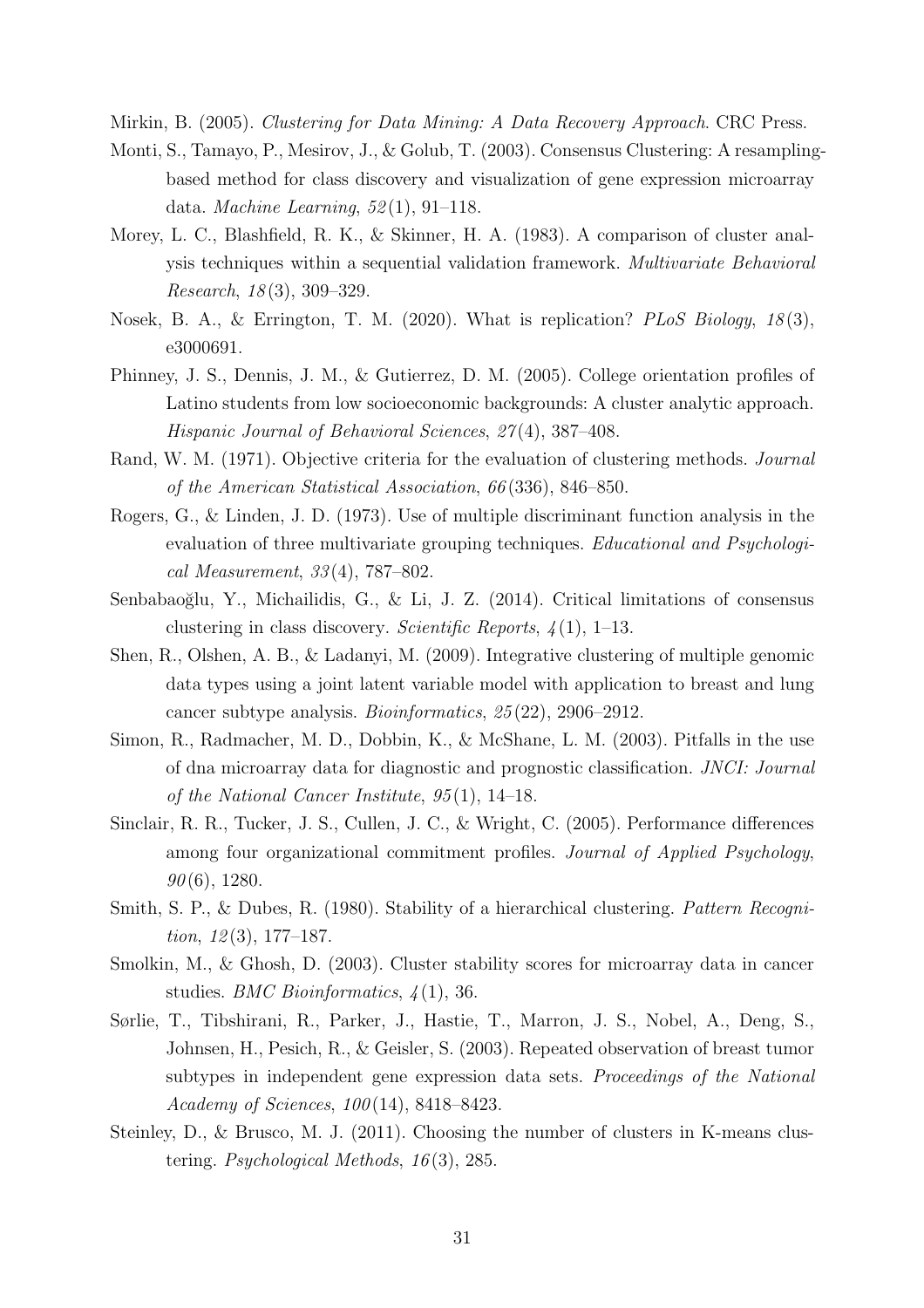Mirkin, B. (2005). *Clustering for Data Mining: A Data Recovery Approach*. CRC Press.

Monti, S., Tamayo, P., Mesirov, J., & Golub, T. (2003). Consensus Clustering: A resampling-based method for class discovery and visualization of gene expression microarray data. *Machine Learning*, *52*(1), 91–118.

Morey, L. C., Blashfield, R. K., & Skinner, H. A. (1983). A comparison of cluster analysis techniques within a sequential validation framework. *Multivariate Behavioral Research*, *18*(3), 309–329.

Nosek, B. A., & Errington, T. M. (2020). What is replication? *PLoS Biology*, *18*(3), e3000691.

Phinney, J. S., Dennis, J. M., & Gutierrez, D. M. (2005). College orientation profiles of Latino students from low socioeconomic backgrounds: A cluster analytic approach. *Hispanic Journal of Behavioral Sciences*, *27*(4), 387–408.

Rand, W. M. (1971). Objective criteria for the evaluation of clustering methods. *Journal of the American Statistical Association*, *66*(336), 846–850.

Rogers, G., & Linden, J. D. (1973). Use of multiple discriminant function analysis in the evaluation of three multivariate grouping techniques. *Educational and Psychological Measurement*, *33*(4), 787–802.

Senbabaoğlu, Y., Michailidis, G., & Li, J. Z. (2014). Critical limitations of consensus clustering in class discovery. *Scientific Reports*, *4*(1), 1–13.

Shen, R., Olshen, A. B., & Ladanyi, M. (2009). Integrative clustering of multiple genomic data types using a joint latent variable model with application to breast and lung cancer subtype analysis. *Bioinformatics*, *25*(22), 2906–2912.

Simon, R., Radmacher, M. D., Dobbin, K., & McShane, L. M. (2003). Pitfalls in the use of dna microarray data for diagnostic and prognostic classification. *JNCI: Journal of the National Cancer Institute*, *95*(1), 14–18.

Sinclair, R. R., Tucker, J. S., Cullen, J. C., & Wright, C. (2005). Performance differences among four organizational commitment profiles. *Journal of Applied Psychology*, *90*(6), 1280.

Smith, S. P., & Dubes, R. (1980). Stability of a hierarchical clustering. *Pattern Recognition*, *12*(3), 177–187.

Smolkin, M., & Ghosh, D. (2003). Cluster stability scores for microarray data in cancer studies. *BMC Bioinformatics*, *4*(1), 36.

Sørlie, T., Tibshirani, R., Parker, J., Hastie, T., Marron, J. S., Nobel, A., Deng, S., Johnsen, H., Pesich, R., & Geisler, S. (2003). Repeated observation of breast tumor subtypes in independent gene expression data sets. *Proceedings of the National Academy of Sciences*, *100*(14), 8418–8423.

Steinley, D., & Brusco, M. J. (2011). Choosing the number of clusters in K-means clustering. *Psychological Methods*, *16*(3), 285.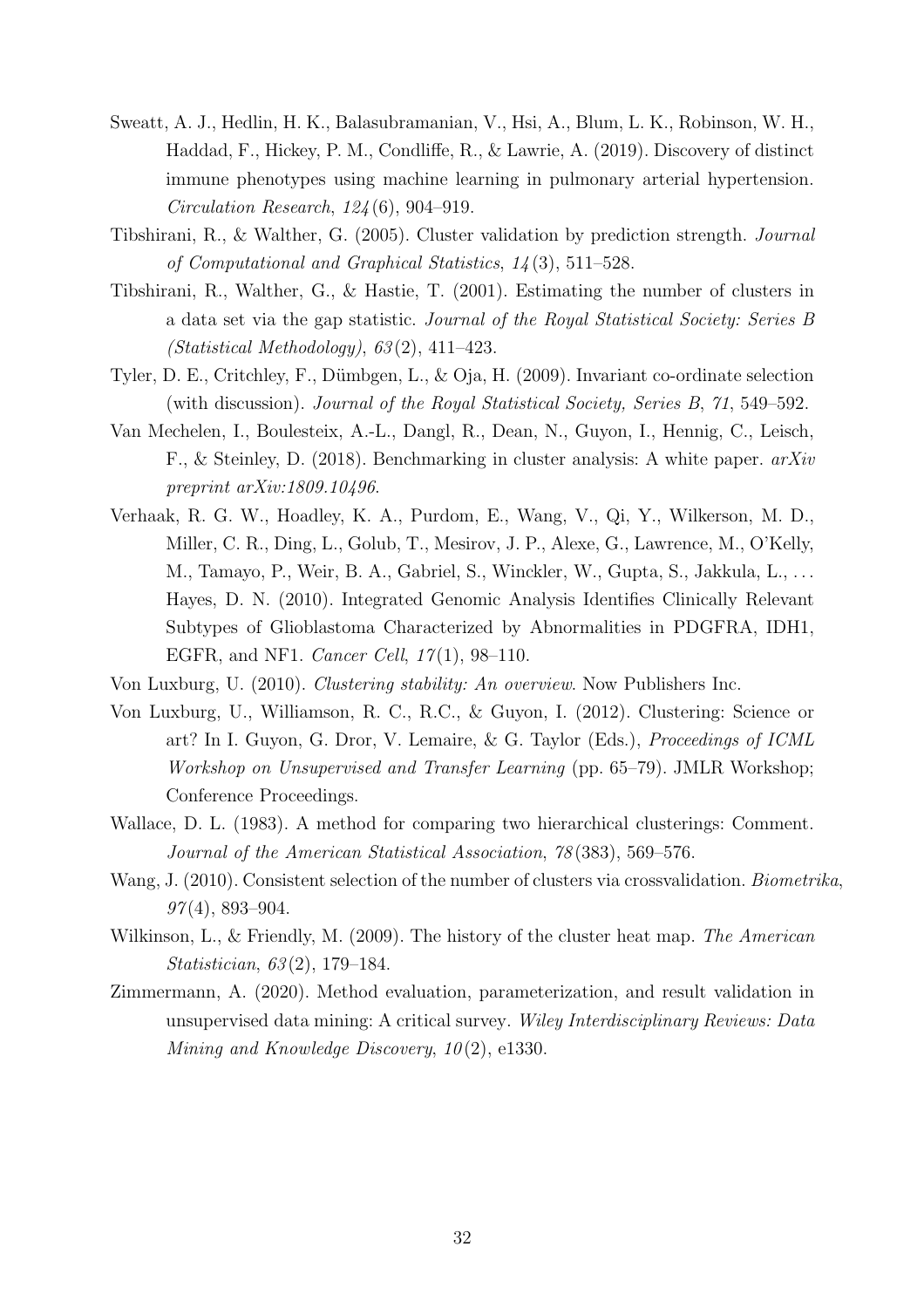Sweatt, A. J., Hedlin, H. K., Balasubramanian, V., Hsi, A., Blum, L. K., Robinson, W. H., Haddad, F., Hickey, P. M., Condliffe, R., & Lawrie, A. (2019). Discovery of distinct immune phenotypes using machine learning in pulmonary arterial hypertension. *Circulation Research*, *124*(6), 904–919.

Tibshirani, R., & Walther, G. (2005). Cluster validation by prediction strength. *Journal of Computational and Graphical Statistics*, *14*(3), 511–528.

Tibshirani, R., Walther, G., & Hastie, T. (2001). Estimating the number of clusters in a data set via the gap statistic. *Journal of the Royal Statistical Society: Series B (Statistical Methodology)*, *63*(2), 411–423.

Tyler, D. E., Critchley, F., Dümbgen, L., & Oja, H. (2009). Invariant co-ordinate selection (with discussion). *Journal of the Royal Statistical Society, Series B*, *71*, 549–592.

Van Mechelen, I., Boulesteix, A.-L., Dangl, R., Dean, N., Guyon, I., Hennig, C., Leisch, F., & Steinley, D. (2018). Benchmarking in cluster analysis: A white paper. *arXiv preprint arXiv:1809.10496*.

Verhaak, R. G. W., Hoadley, K. A., Purdom, E., Wang, V., Qi, Y., Wilkerson, M. D., Miller, C. R., Ding, L., Golub, T., Mesirov, J. P., Alexe, G., Lawrence, M., O'Kelly, M., Tamayo, P., Weir, B. A., Gabriel, S., Winckler, W., Gupta, S., Jakkula, L., ... Hayes, D. N. (2010). Integrated Genomic Analysis Identifies Clinically Relevant Subtypes of Glioblastoma Characterized by Abnormalities in PDGFRA, IDH1, EGFR, and NF1. *Cancer Cell*, *17*(1), 98–110.

Von Luxburg, U. (2010). *Clustering stability: An overview*. Now Publishers Inc.

Von Luxburg, U., Williamson, R. C., R.C., & Guyon, I. (2012). Clustering: Science or art? In I. Guyon, G. Dror, V. Lemaire, & G. Taylor (Eds.), *Proceedings of ICML Workshop on Unsupervised and Transfer Learning* (pp. 65–79). JMLR Workshop; Conference Proceedings.

Wallace, D. L. (1983). A method for comparing two hierarchical clusterings: Comment. *Journal of the American Statistical Association*, *78*(383), 569–576.

Wang, J. (2010). Consistent selection of the number of clusters via crossvalidation. *Biometrika*, *97*(4), 893–904.

Wilkinson, L., & Friendly, M. (2009). The history of the cluster heat map. *The American Statistician*, *63*(2), 179–184.

Zimmermann, A. (2020). Method evaluation, parameterization, and result validation in unsupervised data mining: A critical survey. *Wiley Interdisciplinary Reviews: Data Mining and Knowledge Discovery*, *10*(2), e1330.